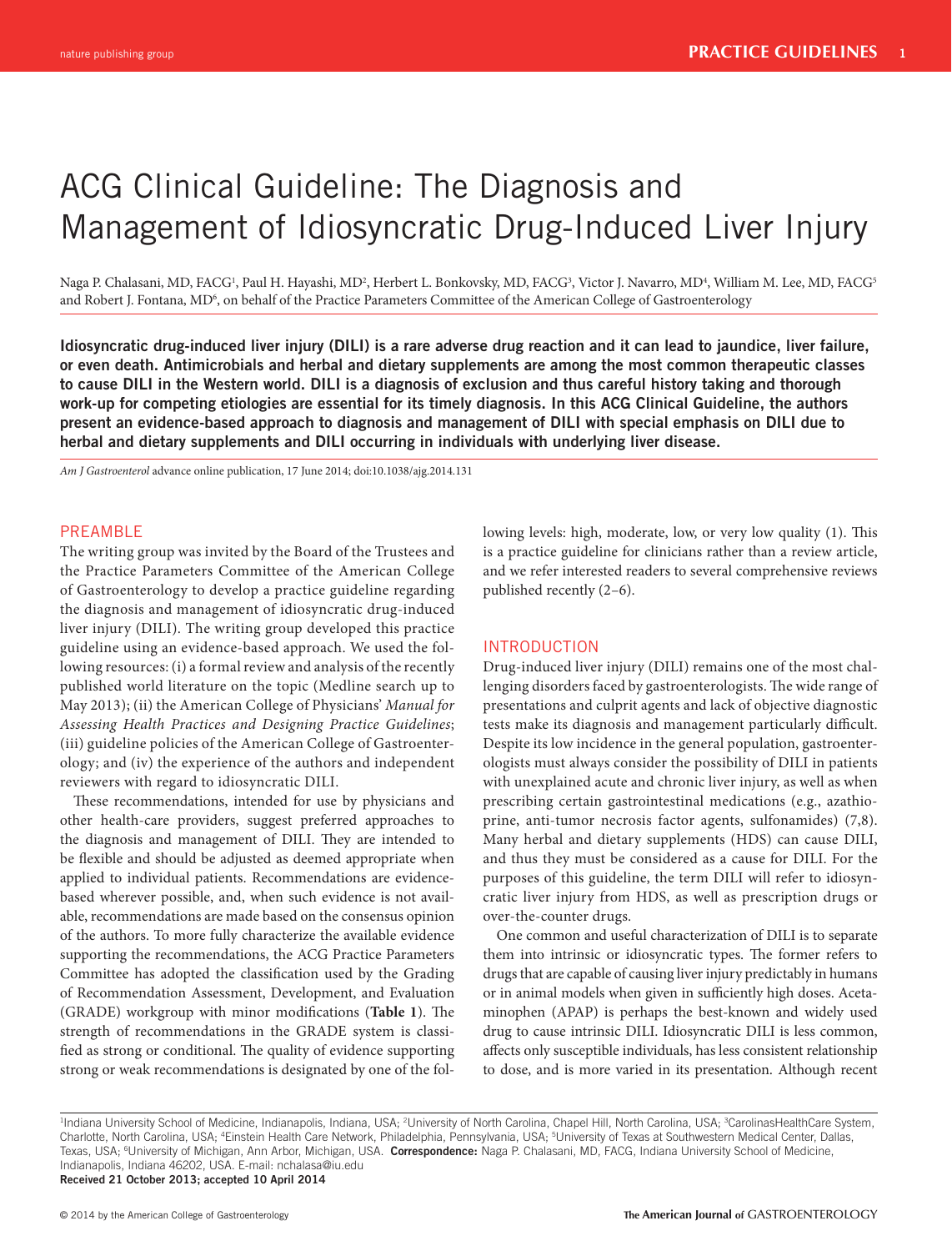# ACG Clinical Guideline: The Diagnosis and Management of Idiosyncratic Drug-Induced Liver Injury

Naga P. Chalasani, MD, FACG[1], Paul H. Hayashi, MD[2], Herbert L. Bonkovsky, MD, FACG[3], Victor J. Navarro, MD[4], William M. Lee, MD, FACG[5] and Robert J. Fontana, MD[6], on behalf of the Practice Parameters Committee of the American College of Gastroenterology

**Idiosyncratic drug-induced liver injury (DILI) is a rare adverse drug reaction and it can lead to jaundice, liver failure, or even death. Antimicrobials and herbal and dietary supplements are among the most common therapeutic classes to cause DILI in the Western world. DILI is a diagnosis of exclusion and thus careful history taking and thorough work-up for competing etiologies are essential for its timely diagnosis. In this ACG Clinical Guideline, the authors present an evidence-based approach to diagnosis and management of DILI with special emphasis on DILI due to herbal and dietary supplements and DILI occurring in individuals with underlying liver disease.**

*Am J Gastroenterol* advance online publication, 17 June 2014; doi:10.1038/ajg.2014.131

## PREAMBLE

The writing group was invited by the Board of the Trustees and the Practice Parameters Committee of the American College of Gastroenterology to develop a practice guideline regarding the diagnosis and management of idiosyncratic drug-induced liver injury (DILI). The writing group developed this practice guideline using an evidence-based approach. We used the following resources: (i) a formal review and analysis of the recently published world literature on the topic (Medline search up to May 2013); (ii) the American College of Physicians' *Manual for Assessing Health Practices and Designing Practice Guidelines*; (iii) guideline policies of the American College of Gastroenterology; and (iv) the experience of the authors and independent reviewers with regard to idiosyncratic DILI.

These recommendations, intended for use by physicians and other health-care providers, suggest preferred approaches to the diagnosis and management of DILI. They are intended to be flexible and should be adjusted as deemed appropriate when applied to individual patients. Recommendations are evidence-based wherever possible, and, when such evidence is not available, recommendations are made based on the consensus opinion of the authors. To more fully characterize the available evidence supporting the recommendations, the ACG Practice Parameters Committee has adopted the classification used by the Grading of Recommendation Assessment, Development, and Evaluation (GRADE) workgroup with minor modifications (**Table 1**). The strength of recommendations in the GRADE system is classified as strong or conditional. The quality of evidence supporting strong or weak recommendations is designated by one of the following levels: high, moderate, low, or very low quality (1). This is a practice guideline for clinicians rather than a review article, and we refer interested readers to several comprehensive reviews published recently (2–6).

## INTRODUCTION

Drug-induced liver injury (DILI) remains one of the most challenging disorders faced by gastroenterologists. The wide range of presentations and culprit agents and lack of objective diagnostic tests make its diagnosis and management particularly difficult. Despite its low incidence in the general population, gastroenterologists must always consider the possibility of DILI in patients with unexplained acute and chronic liver injury, as well as when prescribing certain gastrointestinal medications (e.g., azathioprine, anti-tumor necrosis factor agents, sulfonamides) (7,8). Many herbal and dietary supplements (HDS) can cause DILI, and thus they must be considered as a cause for DILI. For the purposes of this guideline, the term DILI will refer to idiosyncratic liver injury from HDS, as well as prescription drugs or over-the-counter drugs.

One common and useful characterization of DILI is to separate them into intrinsic or idiosyncratic types. The former refers to drugs that are capable of causing liver injury predictably in humans or in animal models when given in sufficiently high doses. Acetaminophen (APAP) is perhaps the best-known and widely used drug to cause intrinsic DILI. Idiosyncratic DILI is less common, affects only susceptible individuals, has less consistent relationship to dose, and is more varied in its presentation. Although recent

[1]Indiana University School of Medicine, Indianapolis, Indiana, USA; [2]University of North Carolina, Chapel Hill, North Carolina, USA; [3]CarolinasHealthCare System, Charlotte, North Carolina, USA; [4]Einstein Health Care Network, Philadelphia, Pennsylvania, USA; [5]University of Texas at Southwestern Medical Center, Dallas, Texas, USA; [6]University of Michigan, Ann Arbor, Michigan, USA. **Correspondence:** Naga P. Chalasani, MD, FACG, Indiana University School of Medicine, Indianapolis, Indiana 46202, USA. E-mail: nchalasa@iu.edu

**Received 21 October 2013; accepted 10 April 2014**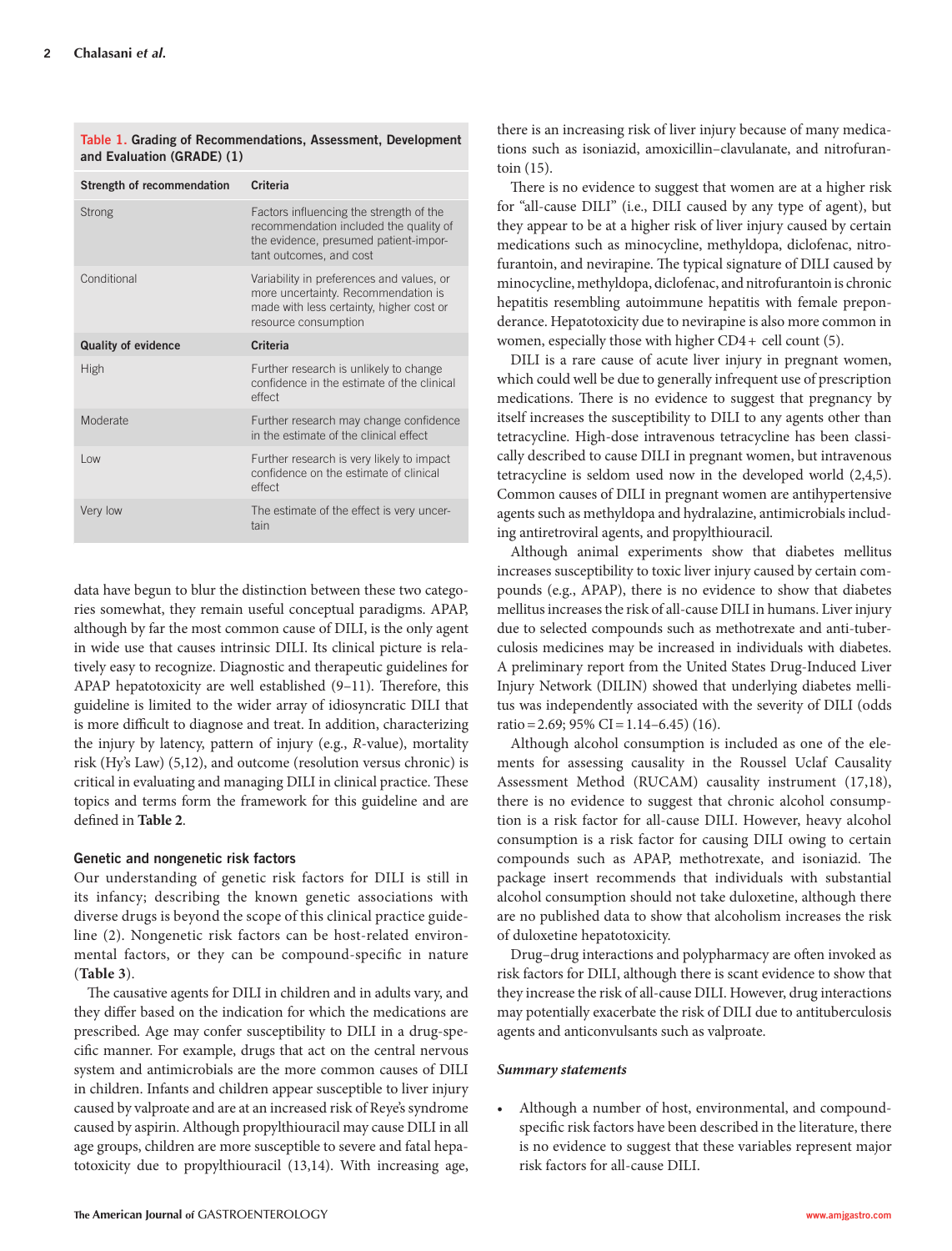**Table 1. Grading of Recommendations, Assessment, Development and Evaluation (GRADE) (1)**

| Strength of recommendation | Criteria |
|---|---|
| Strong | Factors influencing the strength of the recommendation included the quality of the evidence, presumed patient-important outcomes, and cost |
| Conditional | Variability in preferences and values, or more uncertainty. Recommendation is made with less certainty, higher cost or resource consumption |
| **Quality of evidence** | **Criteria** |
| High | Further research is unlikely to change confidence in the estimate of the clinical effect |
| Moderate | Further research may change confidence in the estimate of the clinical effect |
| Low | Further research is very likely to impact confidence on the estimate of clinical effect |
| Very low | The estimate of the effect is very uncertain |

data have begun to blur the distinction between these two categories somewhat, they remain useful conceptual paradigms. APAP, although by far the most common cause of DILI, is the only agent in wide use that causes intrinsic DILI. Its clinical picture is relatively easy to recognize. Diagnostic and therapeutic guidelines for APAP hepatotoxicity are well established (9–11). Therefore, this guideline is limited to the wider array of idiosyncratic DILI that is more difficult to diagnose and treat. In addition, characterizing the injury by latency, pattern of injury (e.g., *R*-value), mortality risk (Hy's Law) (5,12), and outcome (resolution versus chronic) is critical in evaluating and managing DILI in clinical practice. These topics and terms form the framework for this guideline and are defined in **Table 2**.

### Genetic and nongenetic risk factors

Our understanding of genetic risk factors for DILI is still in its infancy; describing the known genetic associations with diverse drugs is beyond the scope of this clinical practice guideline (2). Nongenetic risk factors can be host-related environmental factors, or they can be compound-specific in nature (**Table 3**).

The causative agents for DILI in children and in adults vary, and they differ based on the indication for which the medications are prescribed. Age may confer susceptibility to DILI in a drug-specific manner. For example, drugs that act on the central nervous system and antimicrobials are the more common causes of DILI in children. Infants and children appear susceptible to liver injury caused by valproate and are at an increased risk of Reye's syndrome caused by aspirin. Although propylthiouracil may cause DILI in all age groups, children are more susceptible to severe and fatal hepatotoxicity due to propylthiouracil (13,14). With increasing age, there is an increasing risk of liver injury because of many medications such as isoniazid, amoxicillin–clavulanate, and nitrofurantoin (15).

There is no evidence to suggest that women are at a higher risk for "all-cause DILI" (i.e., DILI caused by any type of agent), but they appear to be at a higher risk of liver injury caused by certain medications such as minocycline, methyldopa, diclofenac, nitrofurantoin, and nevirapine. The typical signature of DILI caused by minocycline, methyldopa, and nitrofurantoin is chronic hepatitis resembling autoimmune hepatitis with female preponderance. Hepatotoxicity due to nevirapine is also more common in women, especially those with higher CD4+ cell count (5).

DILI is a rare cause of acute liver injury in pregnant women, which could well be due to generally infrequent use of prescription medications. There is no evidence to suggest that pregnancy by itself increases the susceptibility to DILI to any agents other than tetracycline. High-dose intravenous tetracycline has been classically described to cause DILI in pregnant women, but intravenous tetracycline is seldom used now in the developed world (2,4,5). Common causes of DILI in pregnant women are antihypertensive agents such as methyldopa and hydralazine, antimicrobials including antiretroviral agents, and propylthiouracil.

Although animal experiments show that diabetes mellitus increases susceptibility to toxic liver injury caused by certain compounds (e.g., APAP), there is no evidence to show that diabetes mellitus increases the risk of all-cause DILI in humans. Liver injury due to selected compounds such as methotrexate and anti-tuberculosis medicines may be increased in individuals with diabetes. A preliminary report from the United States Drug-Induced Liver Injury Network (DILIN) showed that underlying diabetes mellitus was independently associated with the severity of DILI (odds ratio = 2.69; 95% CI = 1.14–6.45) (16).

Although alcohol consumption is included as one of the elements for assessing causality in the Roussel Uclaf Causality Assessment Method (RUCAM) causality instrument (17,18), there is no evidence to suggest that chronic alcohol consumption is a risk factor for all-cause DILI. However, heavy alcohol consumption is a risk factor for causing DILI owing to certain compounds such as APAP, methotrexate, and isoniazid. The package insert recommends that individuals with substantial alcohol consumption should not take duloxetine, although there are no published data to show that alcoholism increases the risk of duloxetine hepatotoxicity.

Drug–drug interactions and polypharmacy are often invoked as risk factors for DILI, although there is scant evidence to show that they increase the risk of all-cause DILI. However, drug interactions may potentially exacerbate the risk of DILI due to antituberculosis agents and anticonvulsants such as valproate.

#### *Summary statements*

- Although a number of host, environmental, and compound-specific risk factors have been described in the literature, there is no evidence to suggest that these variables represent major risk factors for all-cause DILI.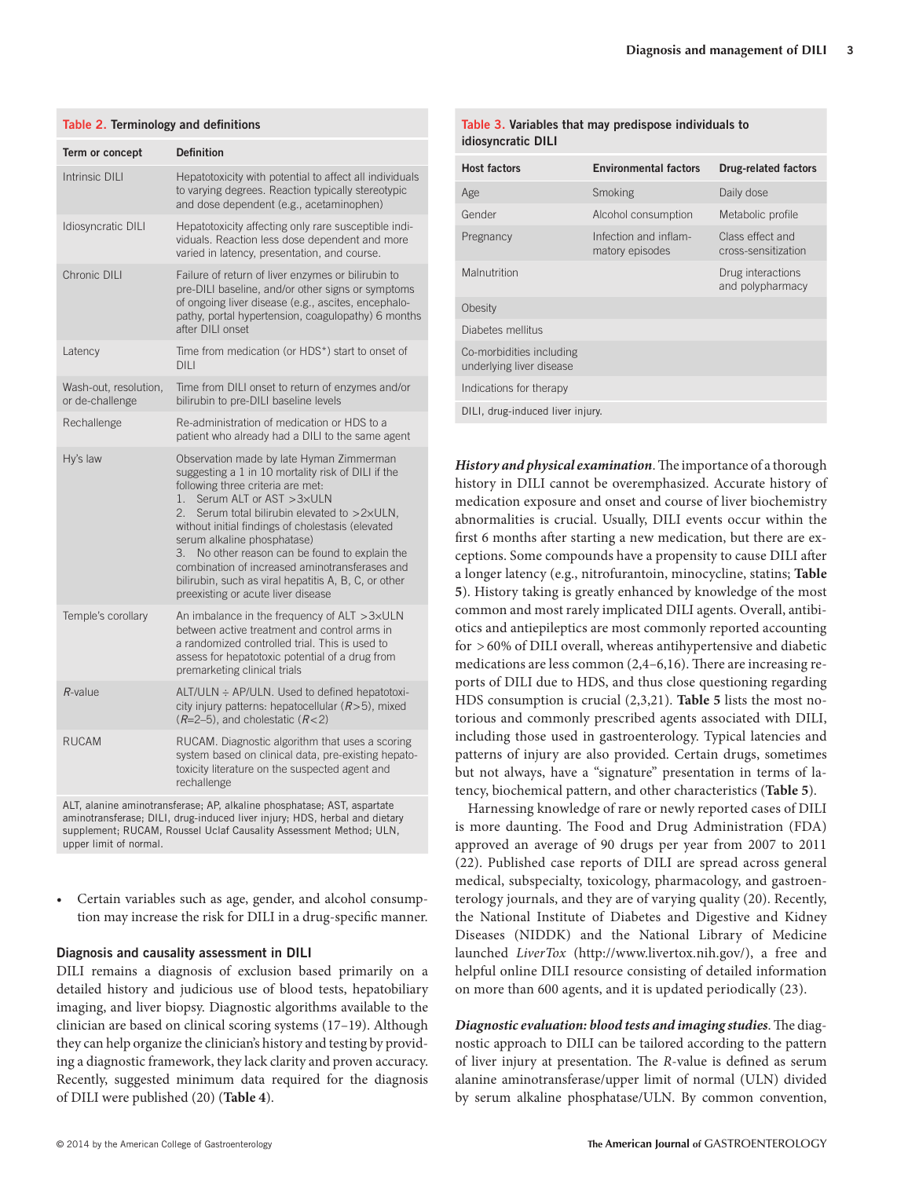**Table 2. Terminology and definitions**

| Term or concept | Definition |
|---|---|
| Intrinsic DILI | Hepatotoxicity with potential to affect all individuals to varying degrees. Reaction typically stereotypic and dose dependent (e.g., acetaminophen) |
| Idiosyncratic DILI | Hepatotoxicity affecting only rare susceptible individuals. Reaction less dose dependent and more varied in latency, presentation, and course. |
| Chronic DILI | Failure of return of liver enzymes or bilirubin to pre-DILI baseline, and/or other signs or symptoms of ongoing liver disease (e.g., ascites, encephalopathy, portal hypertension, coagulopathy) 6 months after DILI onset |
| Latency | Time from medication (or HDS*) start to onset of DILI |
| Wash-out, resolution, or de-challenge | Time from DILI onset to return of enzymes and/or bilirubin to pre-DILI baseline levels |
| Rechallenge | Re-administration of medication or HDS to a patient who already had a DILI to the same agent |
| Hy's law | Observation made by late Hyman Zimmerman suggesting a 1 in 10 mortality risk of DILI if the following three criteria are met: 1. Serum ALT or AST >3×ULN 2. Serum total bilirubin elevated to >2×ULN, without initial findings of cholestasis (elevated serum alkaline phosphatase) 3. No other reason can be found to explain the combination of increased aminotransferases and bilirubin, such as viral hepatitis A, B, C, or other preexisting or acute liver disease |
| Temple's corollary | An imbalance in the frequency of ALT >3×ULN between active treatment and control arms in a randomized controlled trial. This is used to assess for hepatotoxic potential of a drug from premarketing clinical trials |
| *R*-value | ALT/ULN ÷ AP/ULN. Used to defined hepatotoxicity injury patterns: hepatocellular ($R$>5), mixed ($R$=2–5), and cholestatic ($R$<2) |
| RUCAM | RUCAM. Diagnostic algorithm that uses a scoring system based on clinical data, pre-existing hepatotoxicity literature on the suspected agent and rechallenge |

ALT, alanine aminotransferase; AP, alkaline phosphatase; AST, aspartate aminotransferase; DILI, drug-induced liver injury; HDS, herbal and dietary supplement; RUCAM, Roussel Uclaf Causality Assessment Method; ULN, upper limit of normal.

- Certain variables such as age, gender, and alcohol consumption may increase the risk for DILI in a drug-specific manner.

### Diagnosis and causality assessment in DILI

DILI remains a diagnosis of exclusion based primarily on a detailed history and judicious use of blood tests, hepatobiliary imaging, and liver biopsy. Diagnostic algorithms available to the clinician are based on clinical scoring systems (17–19). Although they can help organize the clinician's history and testing by providing a diagnostic framework, they lack clarity and proven accuracy. Recently, suggested minimum data required for the diagnosis of DILI were published (20) (**Table 4**).

**Table 3. Variables that may predispose individuals to idiosyncratic DILI**

| Host factors | Environmental factors | Drug-related factors |
|---|---|---|
| Age | Smoking | Daily dose |
| Gender | Alcohol consumption | Metabolic profile |
| Pregnancy | Infection and inflammatory episodes | Class effect and cross-sensitization |
| Malnutrition | | Drug interactions and polypharmacy |
| Obesity | | |
| Diabetes mellitus | | |
| Co-morbidities including underlying liver disease | | |
| Indications for therapy | | |

DILI, drug-induced liver injury.

***History and physical examination***. The importance of a thorough history in DILI cannot be overemphasized. Accurate history of medication exposure and onset and course of liver biochemistry abnormalities is crucial. Usually, DILI events occur within the first 6 months after starting a new medication, but there are exceptions. Some compounds have a propensity to cause DILI after a longer latency (e.g., nitrofurantoin, minocycline, statins; **Table 5**). History taking is greatly enhanced by knowledge of the most common and most rarely implicated DILI agents. Overall, antibiotics and antiepileptics are most commonly reported accounting for >60% of DILI overall, whereas antihypertensive and diabetic medications are less common (2,4–6,16). There are increasing reports of DILI due to HDS, and thus close questioning regarding HDS consumption is crucial (2,3,21). **Table 5** lists the most notorious and commonly prescribed agents associated with DILI, including those used in gastroenterology. Typical latencies and patterns of injury are also provided. Certain drugs, sometimes but not always, have a "signature" presentation in terms of latency, biochemical pattern, and other characteristics (**Table 5**).

Harnessing knowledge of rare or newly reported cases of DILI is more daunting. The Food and Drug Administration (FDA) approved an average of 90 drugs per year from 2007 to 2011 (22). Published case reports of DILI are spread across general medical, subspecialty, toxicology, pharmacology, and gastroenterology journals, and they are of varying quality (20). Recently, the National Institute of Diabetes and Digestive and Kidney Diseases (NIDDK) and the National Library of Medicine launched *LiverTox* (http://www.livertox.nih.gov/), a free and helpful online DILI resource consisting of detailed information on more than 600 agents, and it is updated periodically (23).

***Diagnostic evaluation: blood tests and imaging studies***. The diagnostic approach to DILI can be tailored according to the pattern of liver injury at presentation. The *R*-value is defined as serum alanine aminotransferase/upper limit of normal (ULN) divided by serum alkaline phosphatase/ULN. By common convention,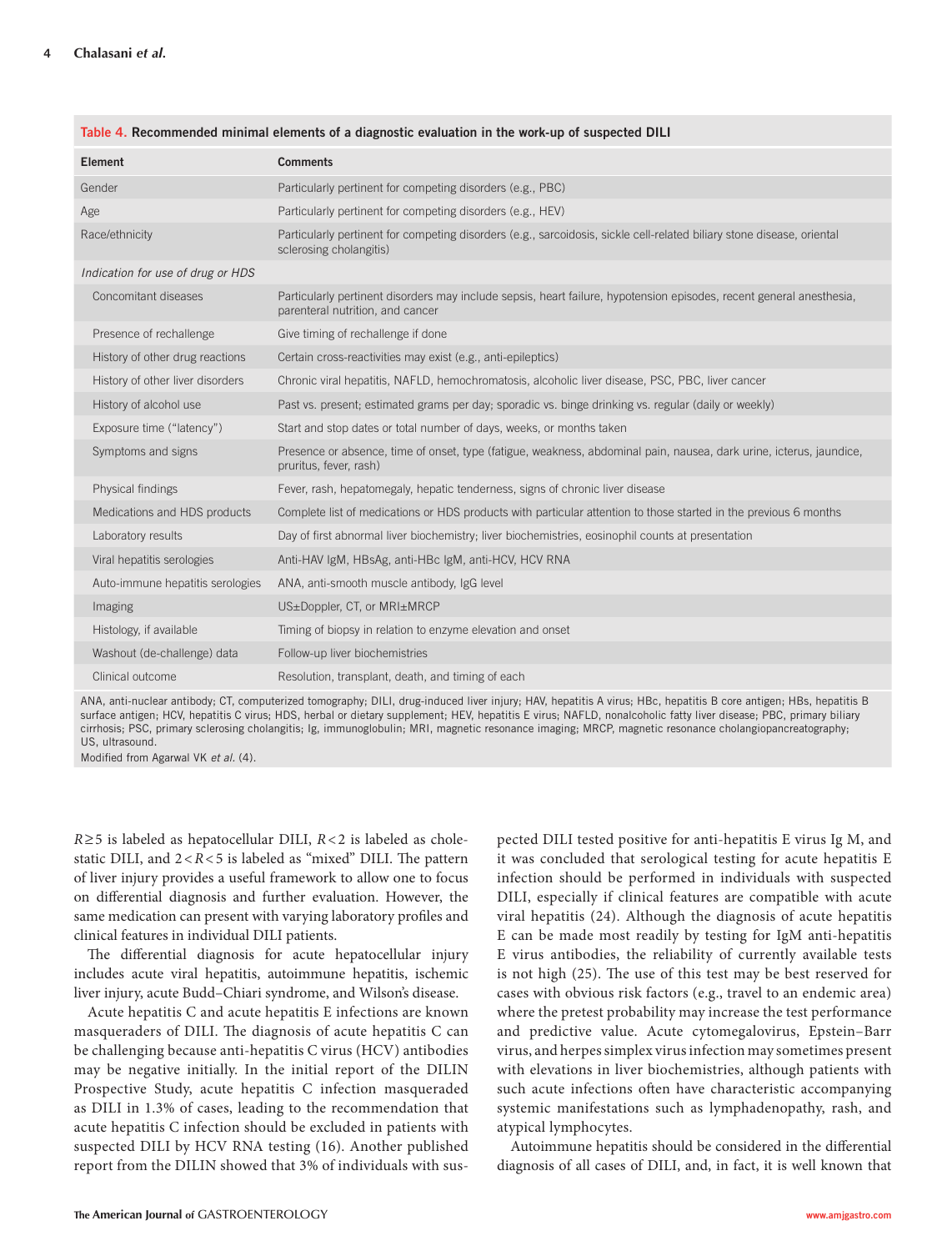**Table 4. Recommended minimal elements of a diagnostic evaluation in the work-up of suspected DILI**

| Element | Comments |
|---|---|
| Gender | Particularly pertinent for competing disorders (e.g., PBC) |
| Age | Particularly pertinent for competing disorders (e.g., HEV) |
| Race/ethnicity | Particularly pertinent for competing disorders (e.g., sarcoidosis, sickle cell-related biliary stone disease, oriental sclerosing cholangitis) |
| *Indication for use of drug or HDS* | |
| Concomitant diseases | Particularly pertinent disorders may include sepsis, heart failure, hypotension episodes, recent general anesthesia, parenteral nutrition, and cancer |
| Presence of rechallenge | Give timing of rechallenge if done |
| History of other drug reactions | Certain cross-reactivities may exist (e.g., anti-epileptics) |
| History of other liver disorders | Chronic viral hepatitis, NAFLD, hemochromatosis, alcoholic liver disease, PSC, PBC, liver cancer |
| History of alcohol use | Past vs. present; estimated grams per day; sporadic vs. binge drinking vs. regular (daily or weekly) |
| Exposure time ("latency") | Start and stop dates or total number of days, weeks, or months taken |
| Symptoms and signs | Presence or absence, time of onset, type (fatigue, weakness, abdominal pain, nausea, dark urine, icterus, jaundice, pruritus, fever, rash) |
| Physical findings | Fever, rash, hepatomegaly, hepatic tenderness, signs of chronic liver disease |
| Medications and HDS products | Complete list of medications or HDS products with particular attention to those started in the previous 6 months |
| Laboratory results | Day of first abnormal liver biochemistry; liver biochemistries, eosinophil counts at presentation |
| Viral hepatitis serologies | Anti-HAV IgM, HBsAg, anti-HBc IgM, anti-HCV, HCV RNA |
| Auto-immune hepatitis serologies | ANA, anti-smooth muscle antibody, IgG level |
| Imaging | US±Doppler, CT, or MRI±MRCP |
| Histology, if available | Timing of biopsy in relation to enzyme elevation and onset |
| Washout (de-challenge) data | Follow-up liver biochemistries |
| Clinical outcome | Resolution, transplant, death, and timing of each |

ANA, anti-nuclear antibody; CT, computerized tomography; DILI, drug-induced liver injury; HAV, hepatitis A virus; HBc, hepatitis B core antigen; HBs, hepatitis B surface antigen; HCV, hepatitis C virus; HDS, herbal or dietary supplement; HEV, hepatitis E virus; NAFLD, nonalcoholic fatty liver disease; PBC, primary biliary cirrhosis; PSC, primary sclerosing cholangitis; Ig, immunoglobulin; MRI, magnetic resonance imaging; MRCP, magnetic resonance cholangiopancreatography; US, ultrasound.
Modified from Agarwal VK *et al.* (4).

$R \geq 5$ is labeled as hepatocellular DILI, $R < 2$ is labeled as cholestatic DILI, and $2 < R < 5$ is labeled as "mixed" DILI. The pattern of liver injury provides a useful framework to allow one to focus on differential diagnosis and further evaluation. However, the same medication can present with varying laboratory profiles and clinical features in individual DILI patients.

The differential diagnosis for acute hepatocellular injury includes acute viral hepatitis, autoimmune hepatitis, ischemic liver injury, acute Budd–Chiari syndrome, and Wilson's disease.

Acute hepatitis C and acute hepatitis E infections are known masqueraders of DILI. The diagnosis of acute hepatitis C can be challenging because anti-hepatitis C virus (HCV) antibodies may be negative initially. In the initial report of the DILIN Prospective Study, acute hepatitis C infection masqueraded as DILI in 1.3% of cases, leading to the recommendation that acute hepatitis C infection should be excluded in patients with suspected DILI by HCV RNA testing (16). Another published report from the DILIN showed that 3% of individuals with suspected DILI tested positive for anti-hepatitis E virus Ig M, and it was concluded that serological testing for acute hepatitis E infection should be performed in individuals with suspected DILI, especially if clinical features are compatible with acute viral hepatitis (24). Although the diagnosis of acute hepatitis E can be made most readily by testing for IgM anti-hepatitis E virus antibodies, the reliability of currently available tests is not high (25). The use of this test may be best reserved for cases with obvious risk factors (e.g., travel to an endemic area) where the pretest probability may increase the test performance and predictive value. Acute cytomegalovirus, Epstein–Barr virus, and herpes simplex virus infection may sometimes present with elevations in liver biochemistries, although patients with such acute infections often have characteristic accompanying systemic manifestations such as lymphadenopathy, rash, and atypical lymphocytes.

Autoimmune hepatitis should be considered in the differential diagnosis of all cases of DILI, and, in fact, it is well known that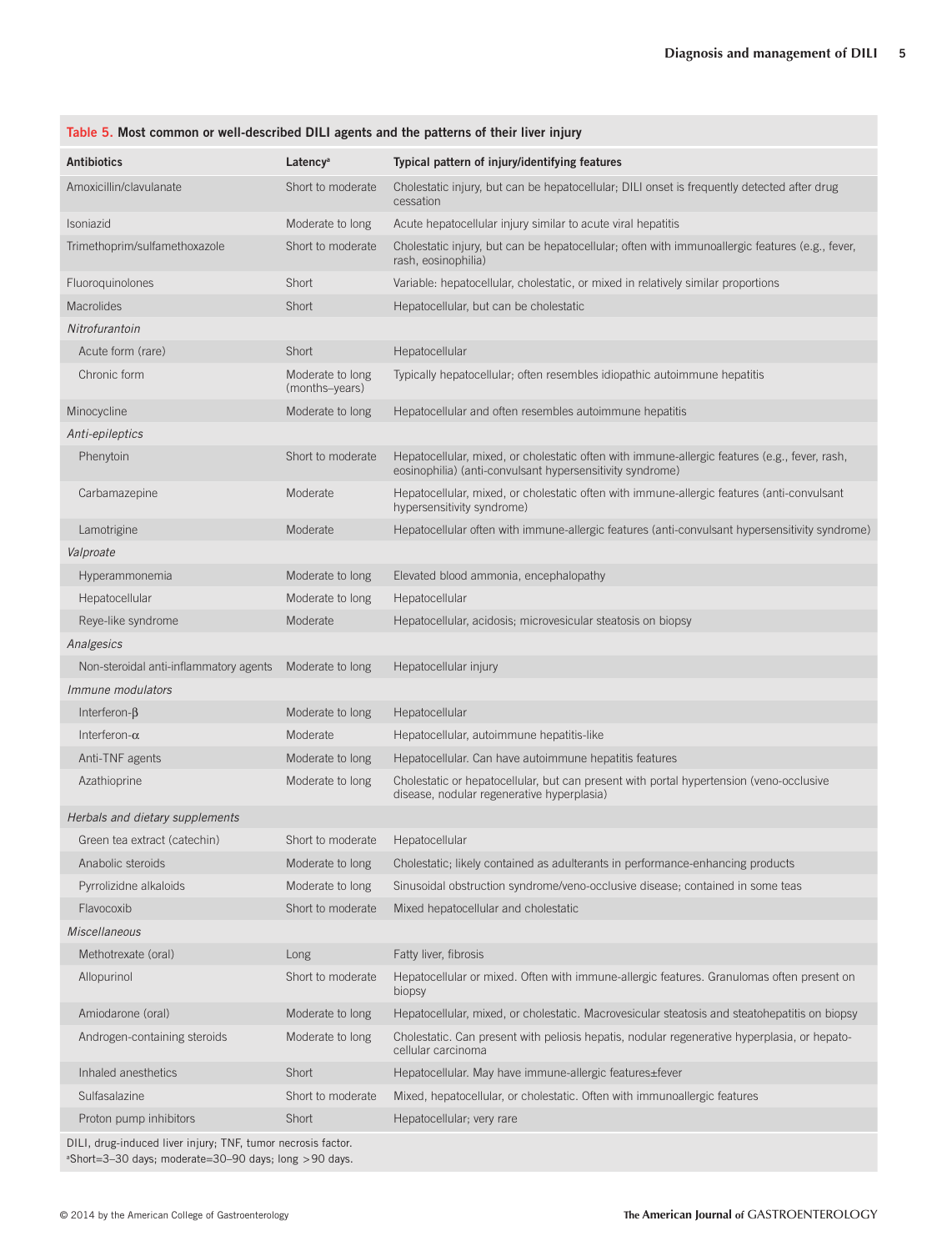**Table 5. Most common or well-described DILI agents and the patterns of their liver injury**

| Antibiotics | Latency[a] | Typical pattern of injury/identifying features |
|---|---|---|
| Amoxicillin/clavulanate | Short to moderate | Cholestatic injury, but can be hepatocellular; DILI onset is frequently detected after drug cessation |
| Isoniazid | Moderate to long | Acute hepatocellular injury similar to acute viral hepatitis |
| Trimethoprim/sulfamethoxazole | Short to moderate | Cholestatic injury, but can be hepatocellular; often with immunoallergic features (e.g., fever, rash, eosinophilia) |
| Fluoroquinolones | Short | Variable: hepatocellular, cholestatic, or mixed in relatively similar proportions |
| Macrolides | Short | Hepatocellular, but can be cholestatic |
| *Nitrofurantoin* | | |
| Acute form (rare) | Short | Hepatocellular |
| Chronic form | Moderate to long (months–years) | Typically hepatocellular; often resembles idiopathic autoimmune hepatitis |
| Minocycline | Moderate to long | Hepatocellular and often resembles autoimmune hepatitis |
| *Anti-epileptics* | | |
| Phenytoin | Short to moderate | Hepatocellular, mixed, or cholestatic often with immune-allergic features (e.g., fever, rash, eosinophilia) (anti-convulsant hypersensitivity syndrome) |
| Carbamazepine | Moderate | Hepatocellular, mixed, or cholestatic often with immune-allergic features (anti-convulsant hypersensitivity syndrome) |
| Lamotrigine | Moderate | Hepatocellular often with immune-allergic features (anti-convulsant hypersensitivity syndrome) |
| *Valproate* | | |
| Hyperammonemia | Moderate to long | Elevated blood ammonia, encephalopathy |
| Hepatocellular | Moderate to long | Hepatocellular |
| Reye-like syndrome | Moderate | Hepatocellular, acidosis; microvesicular steatosis on biopsy |
| *Analgesics* | | |
| Non-steroidal anti-inflammatory agents | Moderate to long | Hepatocellular injury |
| *Immune modulators* | | |
| Interferon-β | Moderate to long | Hepatocellular |
| Interferon-α | Moderate | Hepatocellular, autoimmune hepatitis-like |
| Anti-TNF agents | Moderate to long | Hepatocellular. Can have autoimmune hepatitis features |
| Azathioprine | Moderate to long | Cholestatic or hepatocellular, but can present with portal hypertension (veno-occlusive disease, nodular regenerative hyperplasia) |
| *Herbals and dietary supplements* | | |
| Green tea extract (catechin) | Short to moderate | Hepatocellular |
| Anabolic steroids | Moderate to long | Cholestatic; likely contained as adulterants in performance-enhancing products |
| Pyrrolizidne alkaloids | Moderate to long | Sinusoidal obstruction syndrome/veno-occlusive disease; contained in some teas |
| Flavocoxib | Short to moderate | Mixed hepatocellular and cholestatic |
| *Miscellaneous* | | |
| Methotrexate (oral) | Long | Fatty liver, fibrosis |
| Allopurinol | Short to moderate | Hepatocellular or mixed. Often with immune-allergic features. Granulomas often present on biopsy |
| Amiodarone (oral) | Moderate to long | Hepatocellular, mixed, or cholestatic. Macrovesicular steatosis and steatohepatitis on biopsy |
| Androgen-containing steroids | Moderate to long | Cholestatic. Can present with peliosis hepatis, nodular regenerative hyperplasia, or hepato-cellular carcinoma |
| Inhaled anesthetics | Short | Hepatocellular. May have immune-allergic features±fever |
| Sulfasalazine | Short to moderate | Mixed, hepatocellular, or cholestatic. Often with immunoallergic features |
| Proton pump inhibitors | Short | Hepatocellular; very rare |

DILI, drug-induced liver injury; TNF, tumor necrosis factor.
[a]Short=3–30 days; moderate=30–90 days; long >90 days.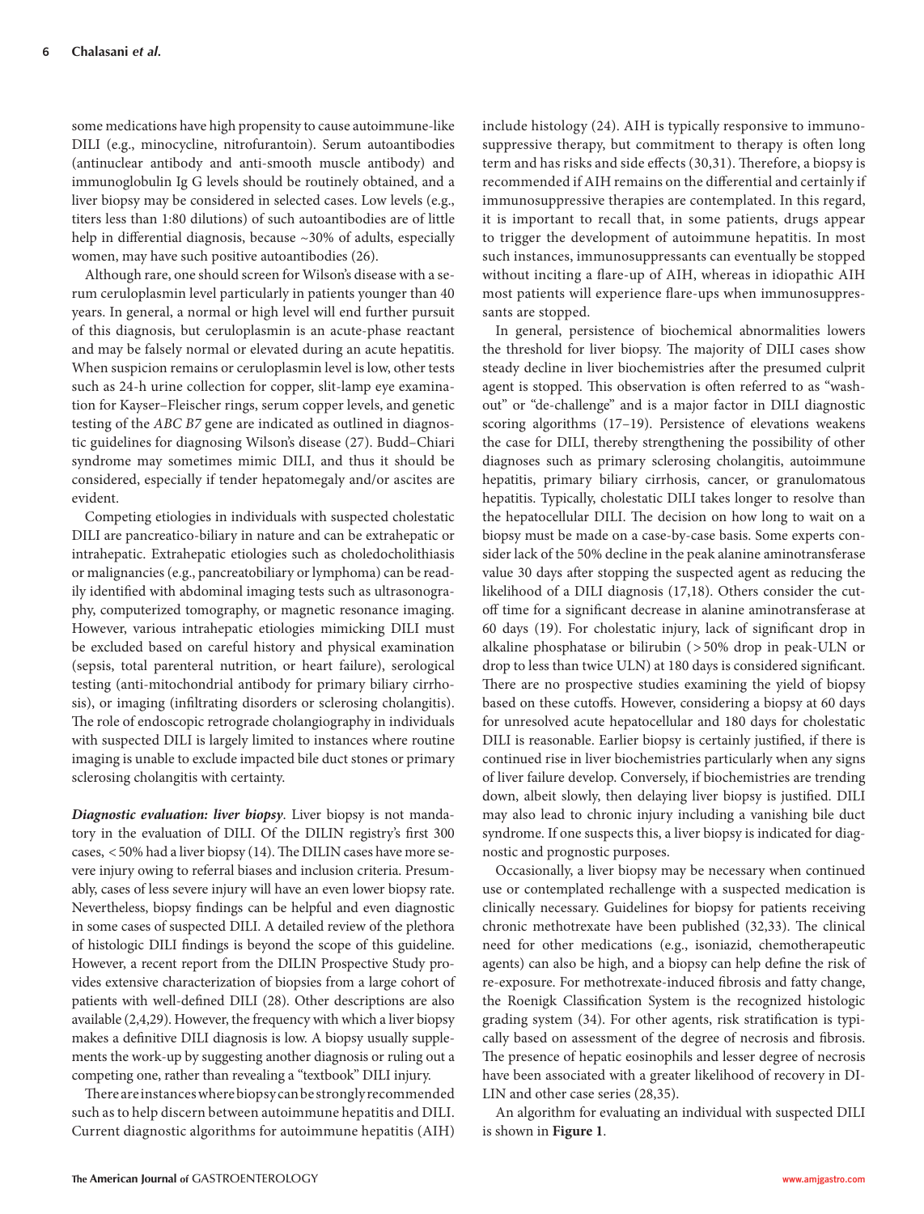some medications have high propensity to cause autoimmune-like DILI (e.g., minocycline, nitrofurantoin). Serum autoantibodies (antinuclear antibody and anti-smooth muscle antibody) and immunoglobulin Ig G levels should be routinely obtained, and a liver biopsy may be considered in selected cases. Low levels (e.g., titers less than 1:80 dilutions) of such autoantibodies are of little help in differential diagnosis, because ~30% of adults, especially women, may have such positive autoantibodies (26).

Although rare, one should screen for Wilson's disease with a serum ceruloplasmin level particularly in patients younger than 40 years. In general, a normal or high level will end further pursuit of this diagnosis, but ceruloplasmin is an acute-phase reactant and may be falsely normal or elevated during an acute hepatitis. When suspicion remains or ceruloplasmin level is low, other tests such as 24-h urine collection for copper, slit-lamp eye examination for Kayser–Fleischer rings, serum copper levels, and genetic testing of the *ABC B7* gene are indicated as outlined in diagnostic guidelines for diagnosing Wilson's disease (27). Budd–Chiari syndrome may sometimes mimic DILI, and thus it should be considered, especially if tender hepatomegaly and/or ascites are evident.

Competing etiologies in individuals with suspected cholestatic DILI are pancreatico-biliary in nature and can be extrahepatic or intrahepatic. Extrahepatic etiologies such as choledocholithiasis or malignancies (e.g., pancreatobiliary or lymphoma) can be readily identified with abdominal imaging tests such as ultrasonography, computerized tomography, or magnetic resonance imaging. However, various intrahepatic etiologies mimicking DILI must be excluded based on careful history and physical examination (sepsis, total parenteral nutrition, or heart failure), serological testing (anti-mitochondrial antibody for primary biliary cirrhosis), or imaging (infiltrating disorders or sclerosing cholangitis). The role of endoscopic retrograde cholangiography in individuals with suspected DILI is largely limited to instances where routine imaging is unable to exclude impacted bile duct stones or primary sclerosing cholangitis with certainty.

***Diagnostic evaluation: liver biopsy***. Liver biopsy is not mandatory in the evaluation of DILI. Of the DILIN registry's first 300 cases, < 50% had a liver biopsy (14). The DILIN cases have more severe injury owing to referral biases and inclusion criteria. Presumably, cases of less severe injury will have an even lower biopsy rate. Nevertheless, biopsy findings can be helpful and even diagnostic in some cases of suspected DILI. A detailed review of the plethora of histologic DILI findings is beyond the scope of this guideline. However, a recent report from the DILIN Prospective Study provides extensive characterization of biopsies from a large cohort of patients with well-defined DILI (28). Other descriptions are also available (2,4,29). However, the frequency with which a liver biopsy makes a definitive DILI diagnosis is low. A biopsy usually supplements the work-up by suggesting another diagnosis or ruling out a competing one, rather than revealing a "textbook" DILI injury.

There are instances where biopsy can be strongly recommended such as to help discern between autoimmune hepatitis and DILI. Current diagnostic algorithms for autoimmune hepatitis (AIH) include histology (24). AIH is typically responsive to immunosuppressive therapy, but commitment to therapy is often long term and has risks and side effects (30,31). Therefore, a biopsy is recommended if AIH remains on the differential and certainly if immunosuppressive therapies are contemplated. In this regard, it is important to recall that, in some patients, drugs appear to trigger the development of autoimmune hepatitis. In most such instances, immunosuppressants can eventually be stopped without inciting a flare-up of AIH, whereas in idiopathic AIH most patients will experience flare-ups when immunosuppressants are stopped.

In general, persistence of biochemical abnormalities lowers the threshold for liver biopsy. The majority of DILI cases show steady decline in liver biochemistries after the presumed culprit agent is stopped. This observation is often referred to as "washout" or "de-challenge" and is a major factor in DILI diagnostic scoring algorithms (17–19). Persistence of elevations weakens the case for DILI, thereby strengthening the possibility of other diagnoses such as primary sclerosing cholangitis, autoimmune hepatitis, primary biliary cirrhosis, cancer, or granulomatous hepatitis. Typically, cholestatic DILI takes longer to resolve than the hepatocellular DILI. The decision on how long to wait on a biopsy must be made on a case-by-case basis. Some experts consider lack of the 50% decline in the peak alanine aminotransferase value 30 days after stopping the suspected agent as reducing the likelihood of a DILI diagnosis (17,18). Others consider the cutoff time for a significant decrease in alanine aminotransferase at 60 days (19). For cholestatic injury, lack of significant drop in alkaline phosphatase or bilirubin ( > 50% drop in peak-ULN or drop to less than twice ULN) at 180 days is considered significant. There are no prospective studies examining the yield of biopsy based on these cutoffs. However, considering a biopsy at 60 days for unresolved acute hepatocellular and 180 days for cholestatic DILI is reasonable. Earlier biopsy is certainly justified, if there is continued rise in liver biochemistries particularly when any signs of liver failure develop. Conversely, if biochemistries are trending down, albeit slowly, then delaying liver biopsy is justified. DILI may also lead to chronic injury including a vanishing bile duct syndrome. If one suspects this, a liver biopsy is indicated for diagnostic and prognostic purposes.

Occasionally, a liver biopsy may be necessary when continued use or contemplated rechallenge with a suspected medication is clinically necessary. Guidelines for biopsy for patients receiving chronic methotrexate have been published (32,33). The clinical need for other medications (e.g., isoniazid, chemotherapeutic agents) can also be high, and a biopsy can help define the risk of re-exposure. For methotrexate-induced fibrosis and fatty change, the Roenigk Classification System is the recognized histologic grading system (34). For other agents, risk stratification is typically based on assessment of the degree of necrosis and fibrosis. The presence of hepatic eosinophils and lesser degree of necrosis have been associated with a greater likelihood of recovery in DILIN and other case series (28,35).

An algorithm for evaluating an individual with suspected DILI is shown in **Figure 1**.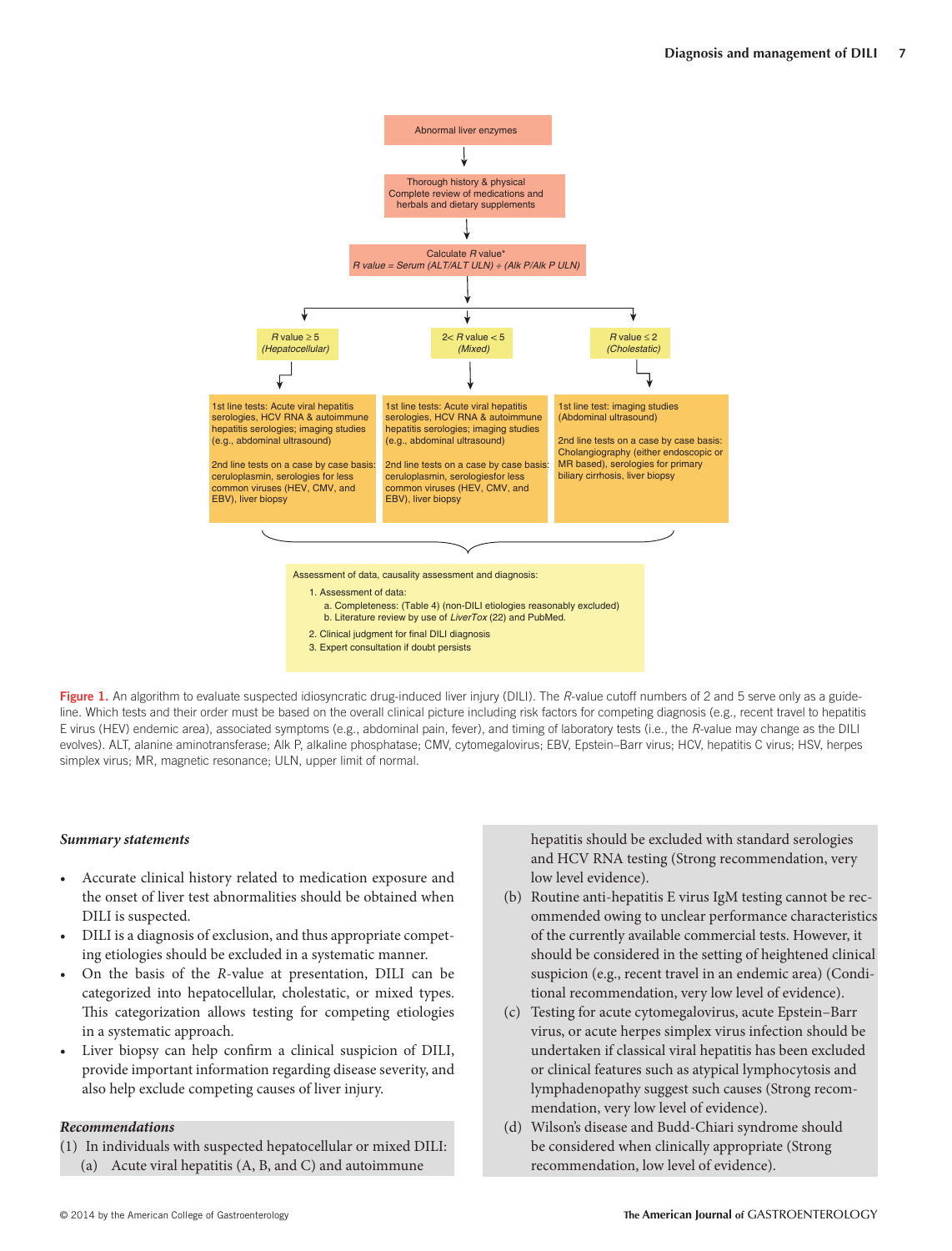Abnormal liver enzymes

Thorough history & physical
Complete review of medications and herbals and dietary supplements

Calculate *R* value*
*R value = Serum (ALT/ALT ULN) ÷ (Alk P/Alk P ULN)*

*R* value ≥ 5
*(Hepatocellular)*

2< *R* value < 5
*(Mixed)*

*R* value ≤ 2
*(Cholestatic)*

1st line tests: Acute viral hepatitis serologies, HCV RNA & autoimmune hepatitis serologies; imaging studies (e.g., abdominal ultrasound)

2nd line tests on a case by case basis: ceruloplasmin, serologies for less common viruses (HEV, CMV, and EBV), liver biopsy

1st line tests: Acute viral hepatitis serologies, HCV RNA & autoimmune hepatitis serologies; imaging studies (e.g., abdominal ultrasound)

2nd line tests on a case by case basis: ceruloplasmin, serologiesfor less common viruses (HEV, CMV, and EBV), liver biopsy

1st line test: imaging studies (Abdominal ultrasound)

2nd line tests on a case by case basis: Cholangiography (either endoscopic or MR based), serologies for primary biliary cirrhosis, liver biopsy

Assessment of data, causality assessment and diagnosis:

1. Assessment of data:
   a. Completeness: (Table 4) (non-DILI etiologies reasonably excluded)
   b. Literature review by use of *LiverTox* (22) and PubMed.
2. Clinical judgment for final DILI diagnosis
3. Expert consultation if doubt persists

**Figure 1.** An algorithm to evaluate suspected idiosyncratic drug-induced liver injury (DILI). The *R*-value cutoff numbers of 2 and 5 serve only as a guideline. Which tests and their order must be based on the overall clinical picture including risk factors for competing diagnosis (e.g., recent travel to hepatitis E virus (HEV) endemic area), associated symptoms (e.g., abdominal pain, fever), and timing of laboratory tests (i.e., the *R*-value may change as the DILI evolves). ALT, alanine aminotransferase; Alk P, alkaline phosphatase; CMV, cytomegalovirus; EBV, Epstein–Barr virus; HCV, hepatitis C virus; HSV, herpes simplex virus; MR, magnetic resonance; ULN, upper limit of normal.

### *Summary statements*

- Accurate clinical history related to medication exposure and the onset of liver test abnormalities should be obtained when DILI is suspected.
- DILI is a diagnosis of exclusion, and thus appropriate competing etiologies should be excluded in a systematic manner.
- On the basis of the *R*-value at presentation, DILI can be categorized into hepatocellular, cholestatic, or mixed types. This categorization allows testing for competing etiologies in a systematic approach.
- Liver biopsy can help confirm a clinical suspicion of DILI, provide important information regarding disease severity, and also help exclude competing causes of liver injury.

### *Recommendations*

(1) In individuals with suspected hepatocellular or mixed DILI:

(a) Acute viral hepatitis (A, B, and C) and autoimmune hepatitis should be excluded with standard serologies and HCV RNA testing (Strong recommendation, very low level evidence).

(b) Routine anti-hepatitis E virus IgM testing cannot be recommended owing to unclear performance characteristics of the currently available commercial tests. However, it should be considered in the setting of heightened clinical suspicion (e.g., recent travel in an endemic area) (Conditional recommendation, very low level of evidence).

(c) Testing for acute cytomegalovirus, acute Epstein–Barr virus, or acute herpes simplex virus infection should be undertaken if classical viral hepatitis has been excluded or clinical features such as atypical lymphocytosis and lymphadenopathy suggest such causes (Strong recommendation, very low level of evidence).

(d) Wilson's disease and Budd-Chiari syndrome should be considered when clinically appropriate (Strong recommendation, low level of evidence).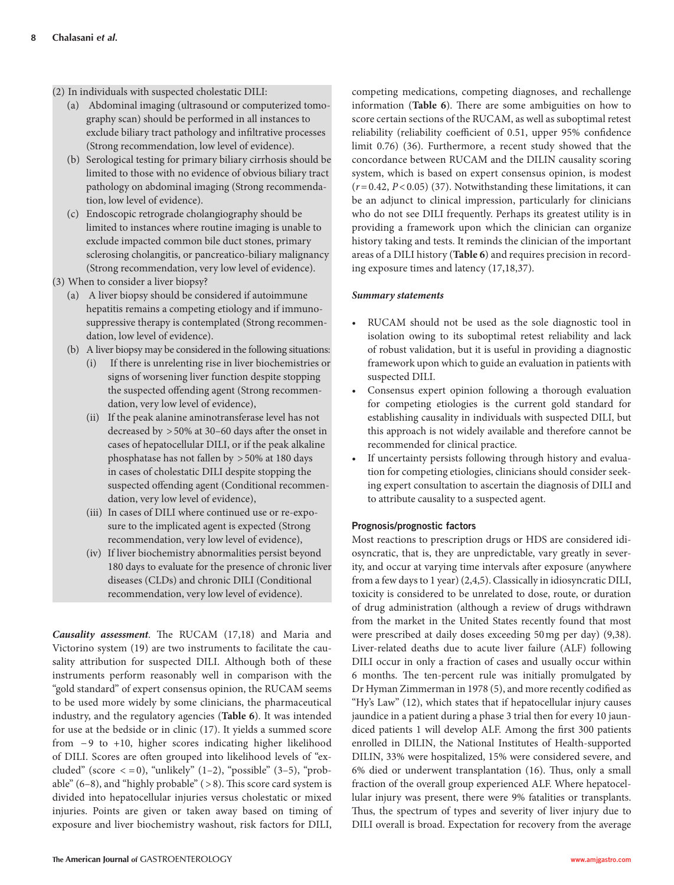(2) In individuals with suspected cholestatic DILI:

   (a) Abdominal imaging (ultrasound or computerized tomography scan) should be performed in all instances to exclude biliary tract pathology and infiltrative processes (Strong recommendation, low level of evidence).

   (b) Serological testing for primary biliary cirrhosis should be limited to those with no evidence of obvious biliary tract pathology on abdominal imaging (Strong recommendation, low level of evidence).

   (c) Endoscopic retrograde cholangiography should be limited to instances where routine imaging is unable to exclude impacted common bile duct stones, primary sclerosing cholangitis, or pancreatico-biliary malignancy (Strong recommendation, very low level of evidence).

(3) When to consider a liver biopsy?

   (a) A liver biopsy should be considered if autoimmune hepatitis remains a competing etiology and if immunosuppressive therapy is contemplated (Strong recommendation, low level of evidence).

   (b) A liver biopsy may be considered in the following situations:

      (i) If there is unrelenting rise in liver biochemistries or signs of worsening liver function despite stopping the suspected offending agent (Strong recommendation, very low level of evidence),

      (ii) If the peak alanine aminotransferase level has not decreased by >50% at 30–60 days after the onset in cases of hepatocellular DILI, or if the peak alkaline phosphatase has not fallen by >50% at 180 days in cases of cholestatic DILI despite stopping the suspected offending agent (Conditional recommendation, very low level of evidence),

      (iii) In cases of DILI where continued use or re-exposure to the implicated agent is expected (Strong recommendation, very low level of evidence),

      (iv) If liver biochemistry abnormalities persist beyond 180 days to evaluate for the presence of chronic liver diseases (CLDs) and chronic DILI (Conditional recommendation, very low level of evidence).

***Causality assessment***. The RUCAM (17,18) and Maria and Victorino system (19) are two instruments to facilitate the causality attribution for suspected DILI. Although both of these instruments perform reasonably well in comparison with the "gold standard" of expert consensus opinion, the RUCAM seems to be used more widely by some clinicians, the pharmaceutical industry, and the regulatory agencies (**Table 6**). It was intended for use at the bedside or in clinic (17). It yields a summed score from −9 to +10, higher scores indicating higher likelihood of DILI. Scores are often grouped into likelihood levels of "excluded" (score <=0), "unlikely" (1–2), "possible" (3–5), "probable" (6–8), and "highly probable" (>8). This score card system is divided into hepatocellular injuries versus cholestatic or mixed injuries. Points are given or taken away based on timing of exposure and liver biochemistry washout, risk factors for DILI, competing medications, competing diagnoses, and rechallenge information (**Table 6**). There are some ambiguities on how to score certain sections of the RUCAM, as well as suboptimal retest reliability (reliability coefficient of 0.51, upper 95% confidence limit 0.76) (36). Furthermore, a recent study showed that the concordance between RUCAM and the DILIN causality scoring system, which is based on expert consensus opinion, is modest ($r=0.42$, $P<0.05$) (37). Notwithstanding these limitations, it can be an adjunct to clinical impression, particularly for clinicians who do not see DILI frequently. Perhaps its greatest utility is in providing a framework upon which the clinician can organize history taking and tests. It reminds the clinician of the important areas of a DILI history (**Table 6**) and requires precision in recording exposure times and latency (17,18,37).

***Summary statements***

- RUCAM should not be used as the sole diagnostic tool in isolation owing to its suboptimal retest reliability and lack of robust validation, but it is useful in providing a diagnostic framework upon which to guide an evaluation in patients with suspected DILI.
- Consensus expert opinion following a thorough evaluation for competing etiologies is the current gold standard for establishing causality in individuals with suspected DILI, but this approach is not widely available and therefore cannot be recommended for clinical practice.
- If uncertainty persists following through history and evaluation for competing etiologies, clinicians should consider seeking expert consultation to ascertain the diagnosis of DILI and to attribute causality to a suspected agent.

### Prognosis/prognostic factors

Most reactions to prescription drugs or HDS are considered idiosyncratic, that is, they are unpredictable, vary greatly in severity, and occur at varying time intervals after exposure (anywhere from a few days to 1 year) (2,4,5). Classically in idiosyncratic DILI, toxicity is considered to be unrelated to dose, route, or duration of drug administration (although a review of drugs withdrawn from the market in the United States recently found that most were prescribed at daily doses exceeding 50 mg per day) (9,38). Liver-related deaths due to acute liver failure (ALF) following DILI occur in only a fraction of cases and usually occur within 6 months. The ten-percent rule was initially promulgated by Dr Hyman Zimmerman in 1978 (5), and more recently codified as "Hy's Law" (12), which states that if hepatocellular injury causes jaundice in a patient during a phase 3 trial then for every 10 jaundiced patients 1 will develop ALF. Among the first 300 patients enrolled in DILIN, the National Institutes of Health-supported DILIN, 33% were hospitalized, 15% were considered severe, and 6% died or underwent transplantation (16). Thus, only a small fraction of the overall group experienced ALF. Where hepatocellular injury was present, there were 9% fatalities or transplants. Thus, the spectrum of types and severity of liver injury due to DILI overall is broad. Expectation for recovery from the average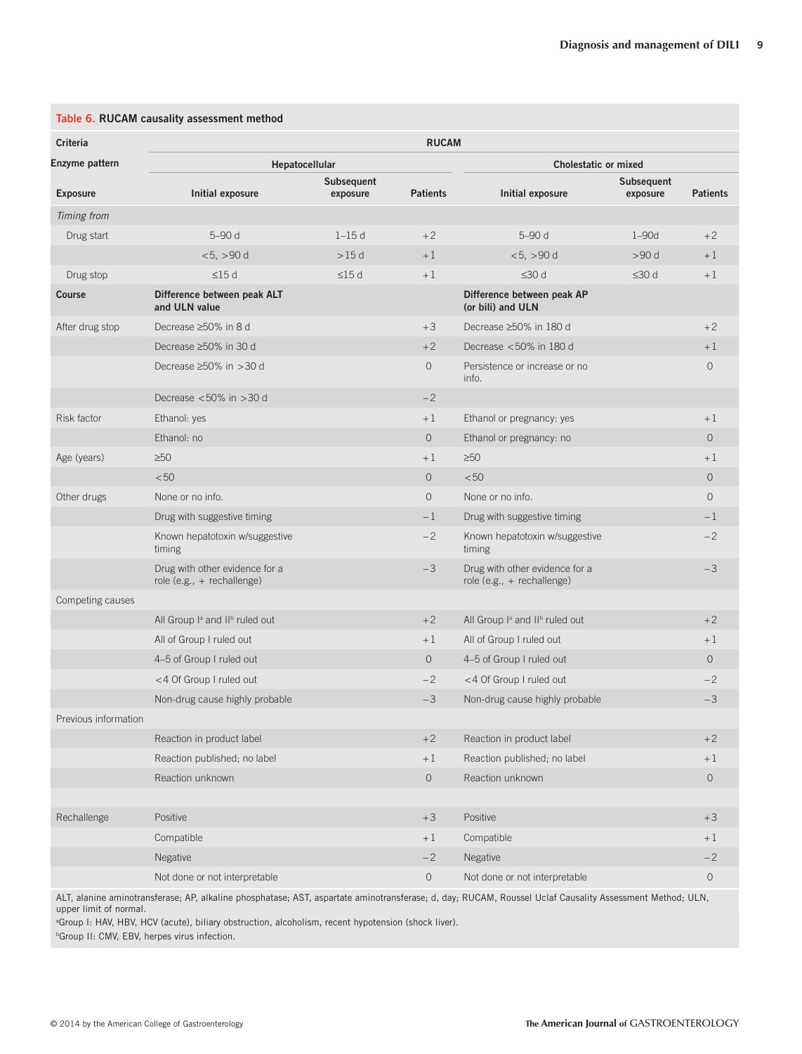**Table 6. RUCAM causality assessment method**

| Criteria | RUCAM | | | | | |
|---|---|---|---|---|---|---|
| Enzyme pattern | Hepatocellular | | | Cholestatic or mixed | | |
| Exposure | Initial exposure | Subsequent exposure | Patients | Initial exposure | Subsequent exposure | Patients |
| *Timing from* | | | | | | |
| Drug start | 5–90 d | 1–15 d | +2 | 5–90 d | 1–90d | +2 |
| | <5, >90 d | >15 d | +1 | <5, >90 d | >90 d | +1 |
| Drug stop | ≤15 d | ≤15 d | +1 | ≤30 d | ≤30 d | +1 |
| **Course** | **Difference between peak ALT and ULN value** | | | **Difference between peak AP (or bili) and ULN** | | |
| After drug stop | Decrease ≥50% in 8 d | | +3 | Decrease ≥50% in 180 d | | +2 |
| | Decrease ≥50% in 30 d | | +2 | Decrease <50% in 180 d | | +1 |
| | Decrease ≥50% in >30 d | | 0 | Persistence or increase or no info. | | 0 |
| | Decrease <50% in >30 d | | −2 | | | |
| Risk factor | Ethanol: yes | | +1 | Ethanol or pregnancy: yes | | +1 |
| | Ethanol: no | | 0 | Ethanol or pregnancy: no | | 0 |
| Age (years) | ≥50 | | +1 | ≥50 | | +1 |
| | <50 | | 0 | <50 | | 0 |
| Other drugs | None or no info. | | 0 | None or no info. | | 0 |
| | Drug with suggestive timing | | −1 | Drug with suggestive timing | | −1 |
| | Known hepatotoxin w/suggestive timing | | −2 | Known hepatotoxin w/suggestive timing | | −2 |
| | Drug with other evidence for a role (e.g., + rechallenge) | | −3 | Drug with other evidence for a role (e.g., + rechallenge) | | −3 |
| Competing causes | | | | | | |
| | All Group I[a] and II[b] ruled out | | +2 | All Group I[a] and II[b] ruled out | | +2 |
| | All of Group I ruled out | | +1 | All of Group I ruled out | | +1 |
| | 4–5 of Group I ruled out | | 0 | 4–5 of Group I ruled out | | 0 |
| | <4 Of Group I ruled out | | −2 | <4 Of Group I ruled out | | −2 |
| | Non-drug cause highly probable | | −3 | Non-drug cause highly probable | | −3 |
| Previous information | | | | | | |
| | Reaction in product label | | +2 | Reaction in product label | | +2 |
| | Reaction published; no label | | +1 | Reaction published; no label | | +1 |
| | Reaction unknown | | 0 | Reaction unknown | | 0 |
| Rechallenge | Positive | | +3 | Positive | | +3 |
| | Compatible | | +1 | Compatible | | +1 |
| | Negative | | −2 | Negative | | −2 |
| | Not done or not interpretable | | 0 | Not done or not interpretable | | 0 |

ALT, alanine aminotransferase; AP, alkaline phosphatase; AST, aspartate aminotransferase; d, day; RUCAM, Roussel Uclaf Causality Assessment Method; ULN, upper limit of normal.

[a]Group I: HAV, HBV, HCV (acute), biliary obstruction, alcoholism, recent hypotension (shock liver).

[b]Group II: CMV, EBV, herpes virus infection.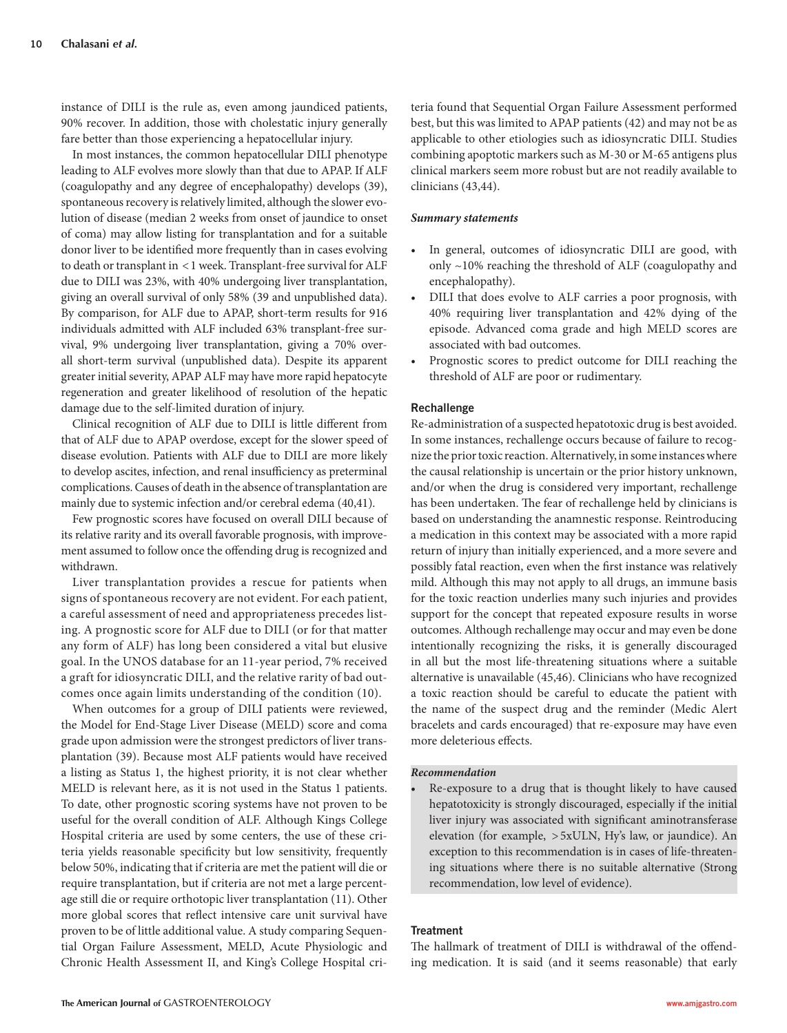instance of DILI is the rule as, even among jaundiced patients, 90% recover. In addition, those with cholestatic injury generally fare better than those experiencing a hepatocellular injury.

In most instances, the common hepatocellular DILI phenotype leading to ALF evolves more slowly than that due to APAP. If ALF (coagulopathy and any degree of encephalopathy) develops (39), spontaneous recovery is relatively limited, although the slower evolution of disease (median 2 weeks from onset of jaundice to onset of coma) may allow listing for transplantation and for a suitable donor liver to be identified more frequently than in cases evolving to death or transplant in <1 week. Transplant-free survival for ALF due to DILI was 23%, with 40% undergoing liver transplantation, giving an overall survival of only 58% (39 and unpublished data). By comparison, for ALF due to APAP, short-term results for 916 individuals admitted with ALF included 63% transplant-free survival, 9% undergoing liver transplantation, giving a 70% overall short-term survival (unpublished data). Despite its apparent greater initial severity, APAP ALF may have more rapid hepatocyte regeneration and greater likelihood of resolution of the hepatic damage due to the self-limited duration of injury.

Clinical recognition of ALF due to DILI is little different from that of ALF due to APAP overdose, except for the slower speed of disease evolution. Patients with ALF due to DILI are more likely to develop ascites, infection, and renal insufficiency as preterminal complications. Causes of death in the absence of transplantation are mainly due to systemic infection and/or cerebral edema (40,41).

Few prognostic scores have focused on overall DILI because of its relative rarity and its overall favorable prognosis, with improvement assumed to follow once the offending drug is recognized and withdrawn.

Liver transplantation provides a rescue for patients when signs of spontaneous recovery are not evident. For each patient, a careful assessment of need and appropriateness precedes listing. A prognostic score for ALF due to DILI (or for that matter any form of ALF) has long been considered a vital but elusive goal. In the UNOS database for an 11-year period, 7% received a graft for idiosyncratic DILI, and the relative rarity of bad outcomes once again limits understanding of the condition (10).

When outcomes for a group of DILI patients were reviewed, the Model for End-Stage Liver Disease (MELD) score and coma grade upon admission were the strongest predictors of liver transplantation (39). Because most ALF patients would have received a listing as Status 1, the highest priority, it is not clear whether MELD is relevant here, as it is not used in the Status 1 patients. To date, other prognostic scoring systems have not proven to be useful for the overall condition of ALF. Although Kings College Hospital criteria are used by some centers, the use of these criteria yields reasonable specificity but low sensitivity, frequently below 50%, indicating that if criteria are met the patient will die or require transplantation, but if criteria are not met a large percentage still die or require orthotopic liver transplantation (11). Other more global scores that reflect intensive care unit survival have proven to be of little additional value. A study comparing Sequential Organ Failure Assessment, MELD, Acute Physiologic and Chronic Health Assessment II, and King's College Hospital criteria found that Sequential Organ Failure Assessment performed best, but this was limited to APAP patients (42) and may not be as applicable to other etiologies such as idiosyncratic DILI. Studies combining apoptotic markers such as M-30 or M-65 antigens plus clinical markers seem more robust but are not readily available to clinicians (43,44).

***Summary statements***

- In general, outcomes of idiosyncratic DILI are good, with only ~10% reaching the threshold of ALF (coagulopathy and encephalopathy).
- DILI that does evolve to ALF carries a poor prognosis, with 40% requiring liver transplantation and 42% dying of the episode. Advanced coma grade and high MELD scores are associated with bad outcomes.
- Prognostic scores to predict outcome for DILI reaching the threshold of ALF are poor or rudimentary.

## Rechallenge

Re-administration of a suspected hepatotoxic drug is best avoided. In some instances, rechallenge occurs because of failure to recognize the prior toxic reaction. Alternatively, in some instances where the causal relationship is uncertain or the prior history unknown, and/or when the drug is considered very important, rechallenge has been undertaken. The fear of rechallenge held by clinicians is based on understanding the anamnestic response. Reintroducing a medication in this context may be associated with a more rapid return of injury than initially experienced, and a more severe and possibly fatal reaction, even when the first instance was relatively mild. Although this may not apply to all drugs, an immune basis for the toxic reaction underlies many such injuries and provides support for the concept that repeated exposure results in worse outcomes. Although rechallenge may occur and may even be done intentionally recognizing the risks, it is generally discouraged in all but the most life-threatening situations where a suitable alternative is unavailable (45,46). Clinicians who have recognized a toxic reaction should be careful to educate the patient with the name of the suspect drug and the reminder (Medic Alert bracelets and cards encouraged) that re-exposure may have even more deleterious effects.

***Recommendation***

- Re-exposure to a drug that is thought likely to have caused hepatotoxicity is strongly discouraged, especially if the initial liver injury was associated with significant aminotransferase elevation (for example, >5xULN, Hy's law, or jaundice). An exception to this recommendation is in cases of life-threatening situations where there is no suitable alternative (Strong recommendation, low level of evidence).

## Treatment

The hallmark of treatment of DILI is withdrawal of the offending medication. It is said (and it seems reasonable) that early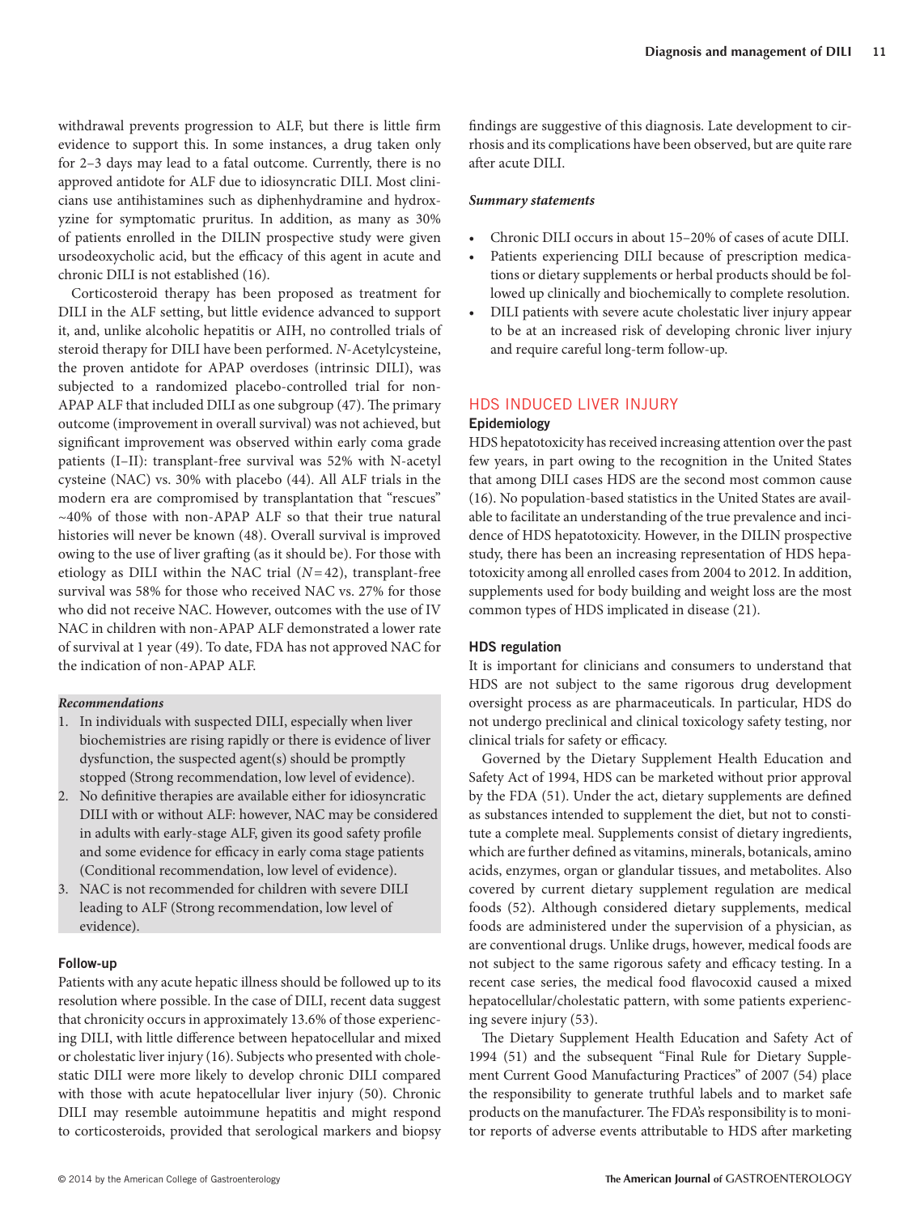withdrawal prevents progression to ALF, but there is little firm evidence to support this. In some instances, a drug taken only for 2–3 days may lead to a fatal outcome. Currently, there is no approved antidote for ALF due to idiosyncratic DILI. Most clinicians use antihistamines such as diphenhydramine and hydroxyzine for symptomatic pruritus. In addition, as many as 30% of patients enrolled in the DILIN prospective study were given ursodeoxycholic acid, but the efficacy of this agent in acute and chronic DILI is not established (16).

Corticosteroid therapy has been proposed as treatment for DILI in the ALF setting, but little evidence advanced to support it, and, unlike alcoholic hepatitis or AIH, no controlled trials of steroid therapy for DILI have been performed. *N*-Acetylcysteine, the proven antidote for APAP overdoses (intrinsic DILI), was subjected to a randomized placebo-controlled trial for non-APAP ALF that included DILI as one subgroup (47). The primary outcome (improvement in overall survival) was not achieved, but significant improvement was observed within early coma grade patients (I–II): transplant-free survival was 52% with N-acetyl cysteine (NAC) vs. 30% with placebo (44). All ALF trials in the modern era are compromised by transplantation that "rescues" ~40% of those with non-APAP ALF so that their true natural histories will never be known (48). Overall survival is improved owing to the use of liver grafting (as it should be). For those with etiology as DILI within the NAC trial ($N=42$), transplant-free survival was 58% for those who received NAC vs. 27% for those who did not receive NAC. However, outcomes with the use of IV NAC in children with non-APAP ALF demonstrated a lower rate of survival at 1 year (49). To date, FDA has not approved NAC for the indication of non-APAP ALF.

***Recommendations***

1. In individuals with suspected DILI, especially when liver biochemistries are rising rapidly or there is evidence of liver dysfunction, the suspected agent(s) should be promptly stopped (Strong recommendation, low level of evidence).
2. No definitive therapies are available either for idiosyncratic DILI with or without ALF: however, NAC may be considered in adults with early-stage ALF, given its good safety profile and some evidence for efficacy in early coma stage patients (Conditional recommendation, low level of evidence).
3. NAC is not recommended for children with severe DILI leading to ALF (Strong recommendation, low level of evidence).

### Follow-up

Patients with any acute hepatic illness should be followed up to its resolution where possible. In the case of DILI, recent data suggest that chronicity occurs in approximately 13.6% of those experiencing DILI, with little difference between hepatocellular and mixed or cholestatic liver injury (16). Subjects who presented with cholestatic DILI were more likely to develop chronic DILI compared with those with acute hepatocellular liver injury (50). Chronic DILI may resemble autoimmune hepatitis and might respond to corticosteroids, provided that serological markers and biopsy findings are suggestive of this diagnosis. Late development to cirrhosis and its complications have been observed, but are quite rare after acute DILI.

***Summary statements***

- Chronic DILI occurs in about 15–20% of cases of acute DILI.
- Patients experiencing DILI because of prescription medications or dietary supplements or herbal products should be followed up clinically and biochemically to complete resolution.
- DILI patients with severe acute cholestatic liver injury appear to be at an increased risk of developing chronic liver injury and require careful long-term follow-up.

## HDS INDUCED LIVER INJURY

### Epidemiology

HDS hepatotoxicity has received increasing attention over the past few years, in part owing to the recognition in the United States that among DILI cases HDS are the second most common cause (16). No population-based statistics in the United States are available to facilitate an understanding of the true prevalence and incidence of HDS hepatotoxicity. However, in the DILIN prospective study, there has been an increasing representation of HDS hepatotoxicity among all enrolled cases from 2004 to 2012. In addition, supplements used for body building and weight loss are the most common types of HDS implicated in disease (21).

### HDS regulation

It is important for clinicians and consumers to understand that HDS are not subject to the same rigorous drug development oversight process as are pharmaceuticals. In particular, HDS do not undergo preclinical and clinical toxicology safety testing, nor clinical trials for safety or efficacy.

Governed by the Dietary Supplement Health Education and Safety Act of 1994, HDS can be marketed without prior approval by the FDA (51). Under the act, dietary supplements are defined as substances intended to supplement the diet, but not to constitute a complete meal. Supplements consist of dietary ingredients, which are further defined as vitamins, minerals, botanicals, amino acids, enzymes, organ or glandular tissues, and metabolites. Also covered by current dietary supplement regulation are medical foods (52). Although considered dietary supplements, medical foods are administered under the supervision of a physician, as are conventional drugs. Unlike drugs, however, medical foods are not subject to the same rigorous safety and efficacy testing. In a recent case series, the medical food flavocoxid caused a mixed hepatocellular/cholestatic pattern, with some patients experiencing severe injury (53).

The Dietary Supplement Health Education and Safety Act of 1994 (51) and the subsequent "Final Rule for Dietary Supplement Current Good Manufacturing Practices" of 2007 (54) place the responsibility to generate truthful labels and to market safe products on the manufacturer. The FDA's responsibility is to monitor reports of adverse events attributable to HDS after marketing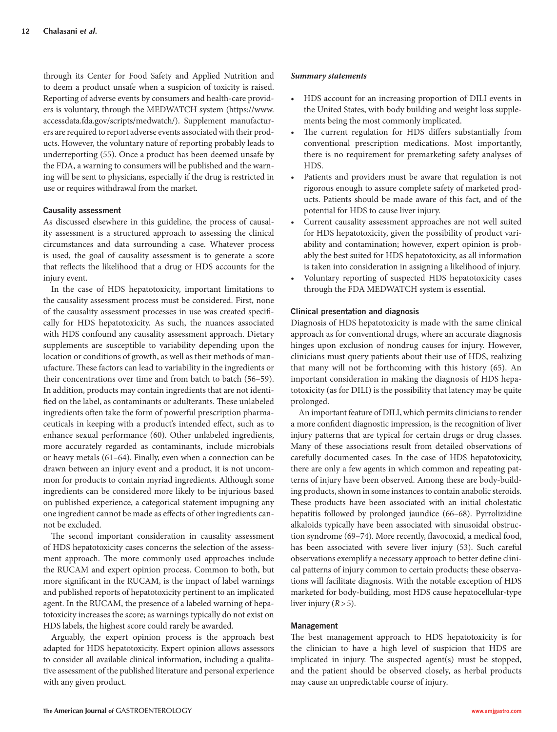through its Center for Food Safety and Applied Nutrition and to deem a product unsafe when a suspicion of toxicity is raised. Reporting of adverse events by consumers and health-care providers is voluntary, through the MEDWATCH system (https://www.accessdata.fda.gov/scripts/medwatch/). Supplement manufacturers are required to report adverse events associated with their products. However, the voluntary nature of reporting probably leads to underreporting (55). Once a product has been deemed unsafe by the FDA, a warning to consumers will be published and the warning will be sent to physicians, especially if the drug is restricted in use or requires withdrawal from the market.

### Causality assessment

As discussed elsewhere in this guideline, the process of causality assessment is a structured approach to assessing the clinical circumstances and data surrounding a case. Whatever process is used, the goal of causality assessment is to generate a score that reflects the likelihood that a drug or HDS accounts for the injury event.

In the case of HDS hepatotoxicity, important limitations to the causality assessment process must be considered. First, none of the causality assessment processes in use was created specifically for HDS hepatotoxicity. As such, the nuances associated with HDS confound any causality assessment approach. Dietary supplements are susceptible to variability depending upon the location or conditions of growth, as well as their methods of manufacture. These factors can lead to variability in the ingredients or their concentrations over time and from batch to batch (56–59). In addition, products may contain ingredients that are not identified on the label, as contaminants or adulterants. These unlabeled ingredients often take the form of powerful prescription pharmaceuticals in keeping with a product's intended effect, such as to enhance sexual performance (60). Other unlabeled ingredients, more accurately regarded as contaminants, include microbials or heavy metals (61–64). Finally, even when a connection can be drawn between an injury event and a product, it is not uncommon for products to contain myriad ingredients. Although some ingredients can be considered more likely to be injurious based on published experience, a categorical statement impugning any one ingredient cannot be made as effects of other ingredients cannot be excluded.

The second important consideration in causality assessment of HDS hepatotoxicity cases concerns the selection of the assessment approach. The more commonly used approaches include the RUCAM and expert opinion process. Common to both, but more significant in the RUCAM, is the impact of label warnings and published reports of hepatotoxicity pertinent to an implicated agent. In the RUCAM, the presence of a labeled warning of hepatotoxicity increases the score; as warnings typically do not exist on HDS labels, the highest score could rarely be awarded.

Arguably, the expert opinion process is the approach best adapted for HDS hepatotoxicity. Expert opinion allows assessors to consider all available clinical information, including a qualitative assessment of the published literature and personal experience with any given product.

#### *Summary statements*

- HDS account for an increasing proportion of DILI events in the United States, with body building and weight loss supplements being the most commonly implicated.
- The current regulation for HDS differs substantially from conventional prescription medications. Most importantly, there is no requirement for premarketing safety analyses of HDS.
- Patients and providers must be aware that regulation is not rigorous enough to assure complete safety of marketed products. Patients should be made aware of this fact, and of the potential for HDS to cause liver injury.
- Current causality assessment approaches are not well suited for HDS hepatotoxicity, given the possibility of product variability and contamination; however, expert opinion is probably the best suited for HDS hepatotoxicity, as all information is taken into consideration in assigning a likelihood of injury.
- Voluntary reporting of suspected HDS hepatotoxicity cases through the FDA MEDWATCH system is essential.

### Clinical presentation and diagnosis

Diagnosis of HDS hepatotoxicity is made with the same clinical approach as for conventional drugs, where an accurate diagnosis hinges upon exclusion of nondrug causes for injury. However, clinicians must query patients about their use of HDS, realizing that many will not be forthcoming with this history (65). An important consideration in making the diagnosis of HDS hepatotoxicity (as for DILI) is the possibility that latency may be quite prolonged.

An important feature of DILI, which permits clinicians to render a more confident diagnostic impression, is the recognition of liver injury patterns that are typical for certain drugs or drug classes. Many of these associations result from detailed observations of carefully documented cases. In the case of HDS hepatotoxicity, there are only a few agents in which common and repeating patterns of injury have been observed. Among these are body-building products, shown in some instances to contain anabolic steroids. These products have been associated with an initial cholestatic hepatitis followed by prolonged jaundice (66–68). Pyrrolizidine alkaloids typically have been associated with sinusoidal obstruction syndrome (69–74). More recently, flavocoxid, a medical food, has been associated with severe liver injury (53). Such careful observations exemplify a necessary approach to better define clinical patterns of injury common to certain products; these observations will facilitate diagnosis. With the notable exception of HDS marketed for body-building, most HDS cause hepatocellular-type liver injury ($R > 5$).

### Management

The best management approach to HDS hepatotoxicity is for the clinician to have a high level of suspicion that HDS are implicated in injury. The suspected agent(s) must be stopped, and the patient should be observed closely, as herbal products may cause an unpredictable course of injury.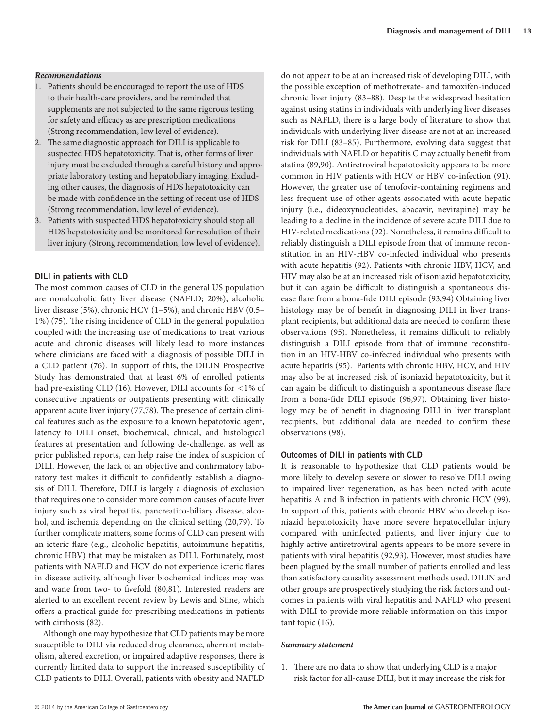***Recommendations***

1. Patients should be encouraged to report the use of HDS to their health-care providers, and be reminded that supplements are not subjected to the same rigorous testing for safety and efficacy as are prescription medications (Strong recommendation, low level of evidence).
2. The same diagnostic approach for DILI is applicable to suspected HDS hepatotoxicity. That is, other forms of liver injury must be excluded through a careful history and appropriate laboratory testing and hepatobiliary imaging. Excluding other causes, the diagnosis of HDS hepatotoxicity can be made with confidence in the setting of recent use of HDS (Strong recommendation, low level of evidence).
3. Patients with suspected HDS hepatotoxicity should stop all HDS hepatotoxicity and be monitored for resolution of their liver injury (Strong recommendation, low level of evidence).

### DILI in patients with CLD

The most common causes of CLD in the general US population are nonalcoholic fatty liver disease (NAFLD; 20%), alcoholic liver disease (5%), chronic HCV (1–5%), and chronic HBV (0.5–1%) (75). The rising incidence of CLD in the general population coupled with the increasing use of medications to treat various acute and chronic diseases will likely lead to more instances where clinicians are faced with a diagnosis of possible DILI in a CLD patient (76). In support of this, the DILIN Prospective Study has demonstrated that at least 6% of enrolled patients had pre-existing CLD (16). However, DILI accounts for <1% of consecutive inpatients or outpatients presenting with clinically apparent acute liver injury (77,78). The presence of certain clinical features such as the exposure to a known hepatotoxic agent, latency to DILI onset, biochemical, clinical, and histological features at presentation and following de-challenge, as well as prior published reports, can help raise the index of suspicion of DILI. However, the lack of an objective and confirmatory laboratory test makes it difficult to confidently establish a diagnosis of DILI. Therefore, DILI is largely a diagnosis of exclusion that requires one to consider more common causes of acute liver injury such as viral hepatitis, pancreatico-biliary disease, alcohol, and ischemia depending on the clinical setting (20,79). To further complicate matters, some forms of CLD can present with an icteric flare (e.g., alcoholic hepatitis, autoimmune hepatitis, chronic HBV) that may be mistaken as DILI. Fortunately, most patients with NAFLD and HCV do not experience icteric flares in disease activity, although liver biochemical indices may wax and wane from two- to fivefold (80,81). Interested readers are alerted to an excellent recent review by Lewis and Stine, which offers a practical guide for prescribing medications in patients with cirrhosis (82).

Although one may hypothesize that CLD patients may be more susceptible to DILI via reduced drug clearance, aberrant metabolism, altered excretion, or impaired adaptive responses, there is currently limited data to support the increased susceptibility of CLD patients to DILI. Overall, patients with obesity and NAFLD do not appear to be at an increased risk of developing DILI, with the possible exception of methotrexate- and tamoxifen-induced chronic liver injury (83–88). Despite the widespread hesitation against using statins in individuals with underlying liver diseases such as NAFLD, there is a large body of literature to show that individuals with underlying liver disease are not at an increased risk for DILI (83–85). Furthermore, evolving data suggest that individuals with NAFLD or hepatitis C may actually benefit from statins (89,90). Antiretroviral hepatotoxicity appears to be more common in HIV patients with HCV or HBV co-infection (91). However, the greater use of tenofovir-containing regimens and less frequent use of other agents associated with acute hepatic injury (i.e., dideoxynucleotides, abacavir, nevirapine) may be leading to a decline in the incidence of severe acute DILI due to HIV-related medications (92). Nonetheless, it remains difficult to reliably distinguish a DILI episode from that of immune reconstitution in an HIV-HBV co-infected individual who presents with acute hepatitis (92). Patients with chronic HBV, HCV, and HIV may also be at an increased risk of isoniazid hepatotoxicity, but it can again be difficult to distinguish a spontaneous disease flare from a bona-fide DILI episode (93,94) Obtaining liver histology may be of benefit in diagnosing DILI in liver transplant recipients, but additional data are needed to confirm these observations (95). Nonetheless, it remains difficult to reliably distinguish a DILI episode from that of immune reconstitution in an HIV-HBV co-infected individual who presents with acute hepatitis (95). Patients with chronic HBV, HCV, and HIV may also be at increased risk of isoniazid hepatotoxicity, but it can again be difficult to distinguish a spontaneous disease flare from a bona-fide DILI episode (96,97). Obtaining liver histology may be of benefit in diagnosing DILI in liver transplant recipients, but additional data are needed to confirm these observations (98).

### Outcomes of DILI in patients with CLD

It is reasonable to hypothesize that CLD patients would be more likely to develop severe or slower to resolve DILI owing to impaired liver regeneration, as has been noted with acute hepatitis A and B infection in patients with chronic HCV (99). In support of this, patients with chronic HBV who develop isoniazid hepatotoxicity have more severe hepatocellular injury compared with uninfected patients, and liver injury due to highly active antiretroviral agents appears to be more severe in patients with viral hepatitis (92,93). However, most studies have been plagued by the small number of patients enrolled and less than satisfactory causality assessment methods used. DILIN and other groups are prospectively studying the risk factors and outcomes in patients with viral hepatitis and NAFLD who present with DILI to provide more reliable information on this important topic (16).

***Summary statement***

1. There are no data to show that underlying CLD is a major risk factor for all-cause DILI, but it may increase the risk for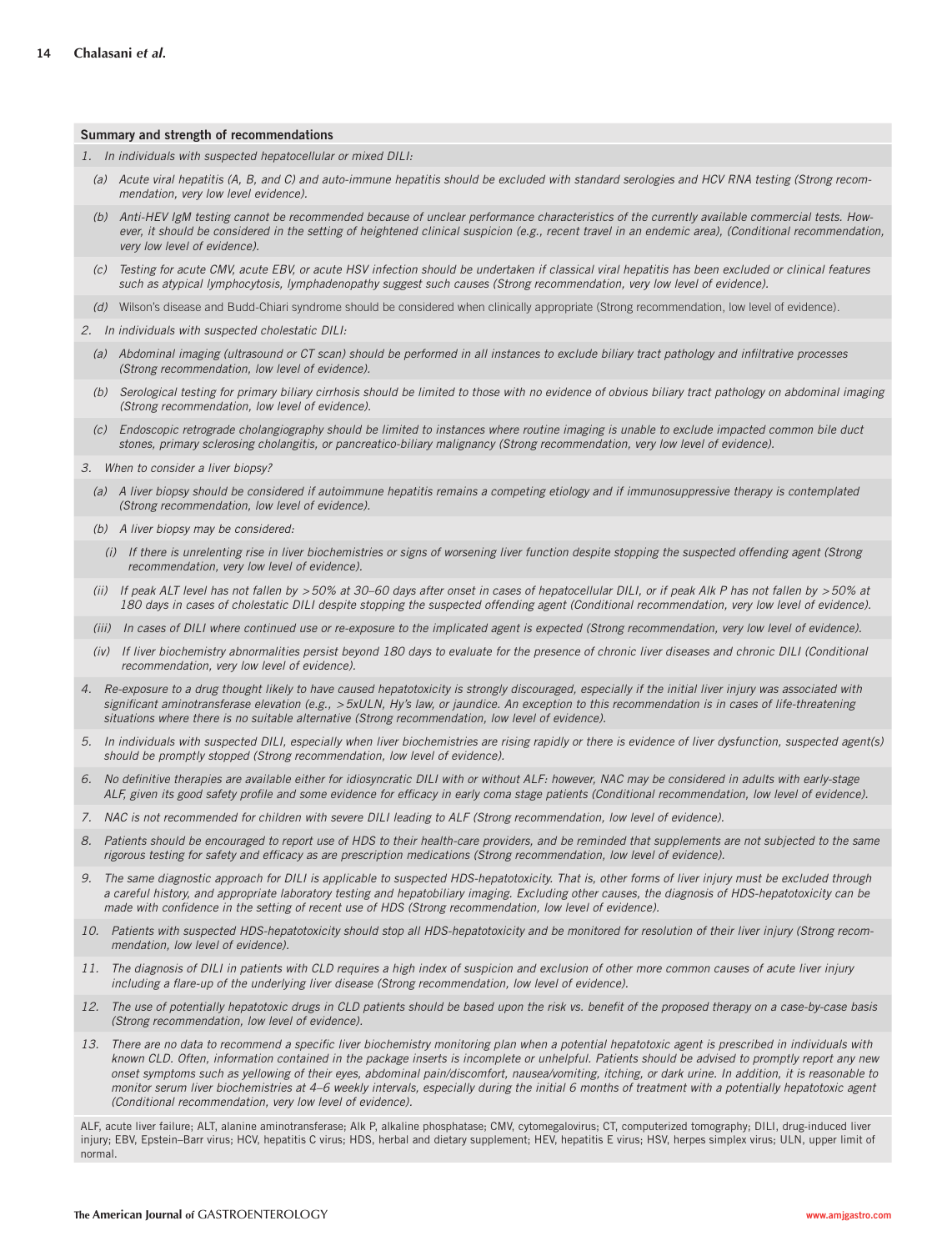**Summary and strength of recommendations**

1. *In individuals with suspected hepatocellular or mixed DILI:*
   - (a) *Acute viral hepatitis (A, B, and C) and auto-immune hepatitis should be excluded with standard serologies and HCV RNA testing (Strong recommendation, very low level evidence).*
   - (b) *Anti-HEV IgM testing cannot be recommended because of unclear performance characteristics of the currently available commercial tests. However, it should be considered in the setting of heightened clinical suspicion (e.g., recent travel in an endemic area), (Conditional recommendation, very low level of evidence).*
   - (c) *Testing for acute CMV, acute EBV, or acute HSV infection should be undertaken if classical viral hepatitis has been excluded or clinical features such as atypical lymphocytosis, lymphadenopathy suggest such causes (Strong recommendation, very low level of evidence).*
   - (d) Wilson's disease and Budd-Chiari syndrome should be considered when clinically appropriate (Strong recommendation, low level of evidence).
2. *In individuals with suspected cholestatic DILI:*
   - (a) *Abdominal imaging (ultrasound or CT scan) should be performed in all instances to exclude biliary tract pathology and infiltrative processes (Strong recommendation, low level of evidence).*
   - (b) *Serological testing for primary biliary cirrhosis should be limited to those with no evidence of obvious biliary tract pathology on abdominal imaging (Strong recommendation, low level of evidence).*
   - (c) *Endoscopic retrograde cholangiography should be limited to instances where routine imaging is unable to exclude impacted common bile duct stones, primary sclerosing cholangitis, or pancreatico-biliary malignancy (Strong recommendation, very low level of evidence).*
3. *When to consider a liver biopsy?*
   - (a) *A liver biopsy should be considered if autoimmune hepatitis remains a competing etiology and if immunosuppressive therapy is contemplated (Strong recommendation, low level of evidence).*
   - (b) *A liver biopsy may be considered:*
     - (i) *If there is unrelenting rise in liver biochemistries or signs of worsening liver function despite stopping the suspected offending agent (Strong recommendation, very low level of evidence).*
     - (ii) *If peak ALT level has not fallen by >50% at 30–60 days after onset in cases of hepatocellular DILI, or if peak Alk P has not fallen by >50% at 180 days in cases of cholestatic DILI despite stopping the suspected offending agent (Conditional recommendation, very low level of evidence).*
     - (iii) *In cases of DILI where continued use or re-exposure to the implicated agent is expected (Strong recommendation, very low level of evidence).*
     - (iv) *If liver biochemistry abnormalities persist beyond 180 days to evaluate for the presence of chronic liver diseases and chronic DILI (Conditional recommendation, very low level of evidence).*
4. *Re-exposure to a drug thought likely to have caused hepatotoxicity is strongly discouraged, especially if the initial liver injury was associated with significant aminotransferase elevation (e.g., >5xULN, Hy's law, or jaundice. An exception to this recommendation is in cases of life-threatening situations where there is no suitable alternative (Strong recommendation, low level of evidence).*
5. *In individuals with suspected DILI, especially when liver biochemistries are rising rapidly or there is evidence of liver dysfunction, suspected agent(s) should be promptly stopped (Strong recommendation, low level of evidence).*
6. *No definitive therapies are available either for idiosyncratic DILI with or without ALF: however, NAC may be considered in adults with early-stage ALF, given its good safety profile and some evidence for efficacy in early coma stage patients (Conditional recommendation, low level of evidence).*
7. *NAC is not recommended for children with severe DILI leading to ALF (Strong recommendation, low level of evidence).*
8. *Patients should be encouraged to report use of HDS to their health-care providers, and be reminded that supplements are not subjected to the same rigorous testing for safety and efficacy as are prescription medications (Strong recommendation, low level of evidence).*
9. *The same diagnostic approach for DILI is applicable to suspected HDS-hepatotoxicity. That is, other forms of liver injury must be excluded through a careful history, and appropriate laboratory testing and hepatobiliary imaging. Excluding other causes, the diagnosis of HDS-hepatotoxicity can be made with confidence in the setting of recent use of HDS (Strong recommendation, low level of evidence).*
10. *Patients with suspected HDS-hepatotoxicity should stop all HDS-hepatotoxicity and be monitored for resolution of their liver injury (Strong recommendation, low level of evidence).*
11. *The diagnosis of DILI in patients with CLD requires a high index of suspicion and exclusion of other more common causes of acute liver injury including a flare-up of the underlying liver disease (Strong recommendation, low level of evidence).*
12. *The use of potentially hepatotoxic drugs in CLD patients should be based upon the risk vs. benefit of the proposed therapy on a case-by-case basis (Strong recommendation, low level of evidence).*
13. *There are no data to recommend a specific liver biochemistry monitoring plan when a potential hepatotoxic agent is prescribed in individuals with known CLD. Often, information contained in the package inserts is incomplete or unhelpful. Patients should be advised to promptly report any new onset symptoms such as yellowing of their eyes, abdominal pain/discomfort, nausea/vomiting, itching, or dark urine. In addition, it is reasonable to monitor serum liver biochemistries at 4–6 weekly intervals, especially during the initial 6 months of treatment with a potentially hepatotoxic agent (Conditional recommendation, very low level of evidence).*

ALF, acute liver failure; ALT, alanine aminotransferase; Alk P, alkaline phosphatase; CMV, cytomegalovirus; CT, computerized tomography; DILI, drug-induced liver injury; EBV, Epstein–Barr virus; HCV, hepatitis C virus; HDS, herbal and dietary supplement; HEV, hepatitis E virus; HSV, herpes simplex virus; ULN, upper limit of normal.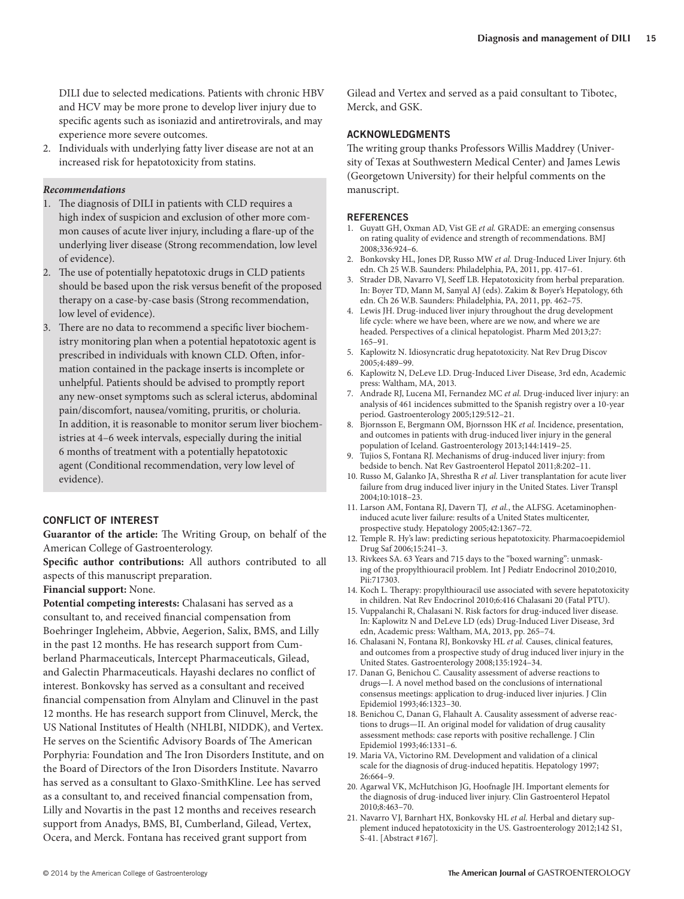DILI due to selected medications. Patients with chronic HBV and HCV may be more prone to develop liver injury due to specific agents such as isoniazid and antiretrovirals, and may experience more severe outcomes.

2. Individuals with underlying fatty liver disease are not at an increased risk for hepatotoxicity from statins.

***Recommendations***

1. The diagnosis of DILI in patients with CLD requires a high index of suspicion and exclusion of other more common causes of acute liver injury, including a flare-up of the underlying liver disease (Strong recommendation, low level of evidence).
2. The use of potentially hepatotoxic drugs in CLD patients should be based upon the risk versus benefit of the proposed therapy on a case-by-case basis (Strong recommendation, low level of evidence).
3. There are no data to recommend a specific liver biochemistry monitoring plan when a potential hepatotoxic agent is prescribed in individuals with known CLD. Often, information contained in the package inserts is incomplete or unhelpful. Patients should be advised to promptly report any new-onset symptoms such as scleral icterus, abdominal pain/discomfort, nausea/vomiting, pruritis, or choluria. In addition, it is reasonable to monitor serum liver biochemistries at 4–6 week intervals, especially during the initial 6 months of treatment with a potentially hepatotoxic agent (Conditional recommendation, very low level of evidence).

## CONFLICT OF INTEREST

**Guarantor of the article:** The Writing Group, on behalf of the American College of Gastroenterology.

**Specific author contributions:** All authors contributed to all aspects of this manuscript preparation.

**Financial support:** None.

**Potential competing interests:** Chalasani has served as a consultant to, and received financial compensation from Boehringer Ingleheim, Abbvie, Aegerion, Salix, BMS, and Lilly in the past 12 months. He has research support from Cumberland Pharmaceuticals, Intercept Pharmaceuticals, Gilead, and Galectin Pharmaceuticals. Hayashi declares no conflict of interest. Bonkovsky has served as a consultant and received financial compensation from Alnylam and Clinuvel in the past 12 months. He has research support from Clinuvel, Merck, the US National Institutes of Health (NHLBI, NIDDK), and Vertex. He serves on the Scientific Advisory Boards of The American Porphyria: Foundation and The Iron Disorders Institute, and on the Board of Directors of the Iron Disorders Institute. Navarro has served as a consultant to Glaxo-SmithKline. Lee has served as a consultant to, and received financial compensation from, Lilly and Novartis in the past 12 months and receives research support from Anadys, BMS, BI, Cumberland, Gilead, Vertex, Ocera, and Merck. Fontana has received grant support from Gilead and Vertex and served as a paid consultant to Tibotec, Merck, and GSK.

## ACKNOWLEDGMENTS

The writing group thanks Professors Willis Maddrey (University of Texas at Southwestern Medical Center) and James Lewis (Georgetown University) for their helpful comments on the manuscript.

## REFERENCES

1. Guyatt GH, Oxman AD, Vist GE *et al.* GRADE: an emerging consensus on rating quality of evidence and strength of recommendations. BMJ 2008;336:924–6.
2. Bonkovsky HL, Jones DP, Russo MW *et al.* Drug-Induced Liver Injury. 6th edn. Ch 25 W.B. Saunders: Philadelphia, PA, 2011, pp. 417–61.
3. Strader DB, Navarro VJ, Seeff LB. Hepatotoxicity from herbal preparation. In: Boyer TD, Mann M, Sanyal AJ (eds). Zakim & Boyer's Hepatology, 6th edn. Ch 26 W.B. Saunders: Philadelphia, PA, 2011, pp. 462–75.
4. Lewis JH. Drug-induced liver injury throughout the drug development life cycle: where we have been, where are we now, and where we are headed. Perspectives of a clinical hepatologist. Pharm Med 2013;27: 165–91.
5. Kaplowitz N. Idiosyncratic drug hepatotoxicity. Nat Rev Drug Discov 2005;4:489–99.
6. Kaplowitz N, DeLeve LD. Drug-Induced Liver Disease, 3rd edn, Academic press: Waltham, MA, 2013.
7. Andrade RJ, Lucena MI, Fernandez MC *et al.* Drug-induced liver injury: an analysis of 461 incidences submitted to the Spanish registry over a 10-year period. Gastroenterology 2005;129:512–21.
8. Bjornsson E, Bergmann OM, Bjornsson HK *et al.* Incidence, presentation, and outcomes in patients with drug-induced liver injury in the general population of Iceland. Gastroenterology 2013;144:1419–25.
9. Tujios S, Fontana RJ. Mechanisms of drug-induced liver injury: from bedside to bench. Nat Rev Gastroenterol Hepatol 2011;8:202–11.
10. Russo M, Galanko JA, Shrestha R *et al.* Liver transplantation for acute liver failure from drug induced liver injury in the United States. Liver Transpl 2004;10:1018–23.
11. Larson AM, Fontana RJ, Davern TJ, *et al.*, the ALFSG. Acetaminophen-induced acute liver failure: results of a United States multicenter, prospective study. Hepatology 2005;42:1367–72.
12. Temple R. Hy's law: predicting serious hepatotoxicity. Pharmacoepidemiol Drug Saf 2006;15:241–3.
13. Rivkees SA. 63 Years and 715 days to the "boxed warning": unmasking of the propylthiouracil problem. Int J Pediatr Endocrinol 2010;2010, Pii:717303.
14. Koch L. Therapy: propylthiouracil use associated with severe hepatotoxicity in children. Nat Rev Endocrinol 2010;6:416 Chalasani 20 (Fatal PTU).
15. Vuppalanchi R, Chalasani N. Risk factors for drug-induced liver disease. In: Kaplowitz N and DeLeve LD (eds) Drug-Induced Liver Disease, 3rd edn, Academic press: Waltham, MA, 2013, pp 265–74.
16. Chalasani N, Fontana RJ, Bonkovsky HL *et al.* Causes, clinical features, and outcomes from a prospective study of drug induced liver injury in the United States. Gastroenterology 2008;135:1924–34.
17. Danan G, Benichou C. Causality assessment of adverse reactions to drugs—I. A novel method based on the conclusions of international consensus meetings: application to drug-induced liver injuries. J Clin Epidemiol 1993;46:1323–30.
18. Benichou C, Danan G, Flahault A. Causality assessment of adverse reactions to drugs—II. An original model for validation of drug causality assessment methods: case reports with positive rechallenge. J Clin Epidemiol 1993;46:1331–6.
19. Maria VA, Victorino RM. Development and validation of a clinical scale for the diagnosis of drug-induced hepatitis. Hepatology 1997; 26:664–9.
20. Agarwal VK, McHutchison JG, Hoofnagle JH. Important elements for the diagnosis of drug-induced liver injury. Clin Gastroenterol Hepatol 2010;8:463–70.
21. Navarro VJ, Barnhart HX, Bonkovsky HL *et al.* Herbal and dietary supplement induced hepatotoxicity in the US. Gastroenterology 2012;142 S1, S-41. [Abstract #167].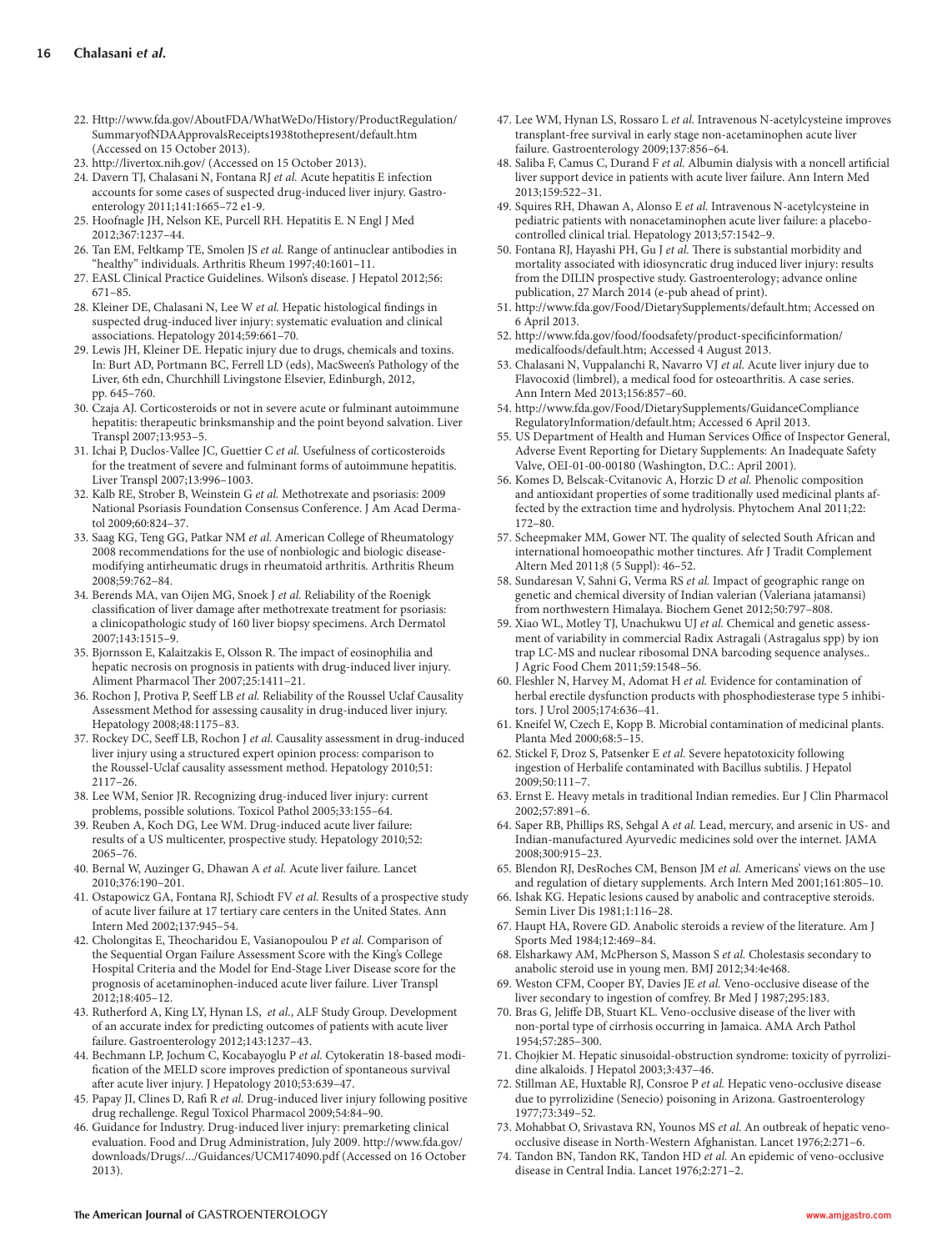22. Http://www.fda.gov/AboutFDA/WhatWeDo/History/ProductRegulation/SummaryofNDAApprovalsReceipts1938tothepresent/default.htm (Accessed on 15 October 2013).
23. http://livertox.nih.gov/ (Accessed on 15 October 2013).
24. Davern TJ, Chalasani N, Fontana RJ *et al.* Acute hepatitis E infection accounts for some cases of suspected drug-induced liver injury. Gastroenterology 2011;141:1665–72 e1-9.
25. Hoofnagle JH, Nelson KE, Purcell RH. Hepatitis E. N Engl J Med 2012;367:1237–44.
26. Tan EM, Feltkamp TE, Smolen JS *et al.* Range of antinuclear antibodies in "healthy" individuals. Arthritis Rheum 1997;40:1601–11.
27. EASL Clinical Practice Guidelines. Wilson's disease. J Hepatol 2012;56:671–85.
28. Kleiner DE, Chalasani N, Lee W *et al.* Hepatic histological findings in suspected drug-induced liver injury: systematic evaluation and clinical associations. Hepatology 2014;59:661–70.
29. Lewis JH, Kleiner DE. Hepatic injury due to drugs, chemicals and toxins. In: Burt AD, Portmann BC, Ferrell LD (eds), MacSween's Pathology of the Liver, 6th edn, Churchhill Livingstone Elsevier, Edinburgh, 2012, pp. 645–760.
30. Czaja AJ. Corticosteroids or not in severe acute or fulminant autoimmune hepatitis: therapeutic brinksmanship and the point beyond salvation. Liver Transpl 2007;13:953–5.
31. Ichai P, Duclos-Vallee JC, Guettier C *et al.* Usefulness of corticosteroids for the treatment of severe and fulminant forms of autoimmune hepatitis. Liver Transpl 2007;13:996–1003.
32. Kalb RE, Strober B, Weinstein G *et al.* Methotrexate and psoriasis: 2009 National Psoriasis Foundation Consensus Conference. J Am Acad Dermatol 2009;60:824–37.
33. Saag KG, Teng GG, Patkar NM *et al.* American College of Rheumatology 2008 recommendations for the use of nonbiologic and biologic disease-modifying antirheumatic drugs in rheumatoid arthritis. Arthritis Rheum 2008;59:762–84.
34. Berends MA, van Oijen MG, Snoek J *et al.* Reliability of the Roenigk classification of liver damage after methotrexate treatment for psoriasis: a clinicopathologic study of 160 liver biopsy specimens. Arch Dermatol 2007;143:1515–9.
35. Bjornsson E, Kalaitzakis E, Olsson R. The impact of eosinophilia and hepatic necrosis on prognosis in patients with drug-induced liver injury. Aliment Pharmacol Ther 2007;25:1411–21.
36. Rochon J, Protiva P, Seeff LB *et al.* Reliability of the Roussel Uclaf Causality Assessment Method for assessing causality in drug-induced liver injury. Hepatology 2008;48:1175–83.
37. Rockey DC, Seeff LB, Rochon J *et al.* Causality assessment in drug-induced liver injury using a structured expert opinion process: comparison to the Roussel-Uclaf causality assessment method. Hepatology 2010;51:2117–26.
38. Lee WM, Senior JR. Recognizing drug-induced liver injury: current problems, possible solutions. Toxicol Pathol 2005;33:155–64.
39. Reuben A, Koch DG, Lee WM. Drug-induced acute liver failure: results of a US multicenter, prospective study. Hepatology 2010;52:2065–76.
40. Bernal W, Auzinger G, Dhawan A *et al.* Acute liver failure. Lancet 2010;376:190–201.
41. Ostapowicz GA, Fontana RJ, Schiodt FV *et al.* Results of a prospective study of acute liver failure at 17 tertiary care centers in the United States. Ann Intern Med 2002;137:945–54.
42. Cholongitas E, Theocharidou E, Vasianopoulou P *et al.* Comparison of the Sequential Organ Failure Assessment Score with the King's College Hospital Criteria and the Model for End-Stage Liver Disease score for the prognosis of acetaminophen-induced acute liver failure. Liver Transpl 2012;18:405–12.
43. Rutherford A, King LY, Hynan LS, *et al.*, ALF Study Group. Development of an accurate index for predicting outcomes of patients with acute liver failure. Gastroenterology 2012;143:1237–43.
44. Bechmann LP, Jochum C, Kocabayoglu P *et al.* Cytokeratin 18-based modification of the MELD score improves prediction of spontaneous survival after acute liver injury. J Hepatology 2010;53:639–47.
45. Papay JI, Clines D, Rafi R *et al.* Drug-induced liver injury following positive drug rechallenge. Regul Toxicol Pharmacol 2009;54:84–90.
46. Guidance for Industry. Drug-induced liver injury: premarketing clinical evaluation. Food and Drug Administration, July 2009. http://www.fda.gov/downloads/Drugs/.../Guidances/UCM174090.pdf (Accessed on 16 October 2013).
47. Lee WM, Hynan LS, Rossaro L *et al.* Intravenous N-acetylcysteine improves transplant-free survival in early stage non-acetaminophen acute liver failure. Gastroenterology 2009;137:856–64.
48. Saliba F, Camus C, Durand F *et al.* Albumin dialysis with a noncell artificial liver support device in patients with acute liver failure. Ann Intern Med 2013;159:522–31.
49. Squires RH, Dhawan A, Alonso E *et al.* Intravenous N-acetylcysteine in pediatric patients with nonacetaminophen acute liver failure: a placebo-controlled clinical trial. Hepatology 2013;57:1542–9.
50. Fontana RJ, Hayashi PH, Gu J *et al.* There is substantial morbidity and mortality associated with idiosyncratic drug induced liver injury: results from the DILIN prospective study. Gastroenterology; advance online publication, 27 March 2014 (e-pub ahead of print).
51. http://www.fda.gov/Food/DietarySupplements/default.htm; Accessed on 6 April 2013.
52. http://www.fda.gov/food/foodsafety/product-specificinformation/medicalfoods/default.htm; Accessed 4 August 2013.
53. Chalasani N, Vuppalanchi R, Navarro VJ *et al.* Acute liver injury due to Flavocoxid (limbrel), a medical food for osteoarthritis. A case series. Ann Intern Med 2013;156:857–60.
54. http://www.fda.gov/Food/DietarySupplements/GuidanceCompliance RegulatoryInformation/default.htm; Accessed 6 April 2013.
55. US Department of Health and Human Services Office of Inspector General, Adverse Event Reporting for Dietary Supplements: An Inadequate Safety Valve, OEI-01-00-00180 (Washington, D.C.: April 2001).
56. Komes D, Belscak-Cvitanovic A, Horzic D *et al.* Phenolic composition and antioxidant properties of some traditionally used medicinal plants affected by the extraction time and hydrolysis. Phytochem Anal 2011;22:172–80.
57. Scheepmaker MM, Gower NT. The quality of selected South African and international homoeopathic mother tinctures. Afr J Tradit Complement Altern Med 2011;8 (5 Suppl): 46–52.
58. Sundaresan V, Sahni G, Verma RS *et al.* Impact of geographic range on genetic and chemical diversity of Indian valerian (Valeriana jatamansi) from northwestern Himalaya. Biochem Genet 2012;50:797–808.
59. Xiao WL, Motley TJ, Unachukwu UJ *et al.* Chemical and genetic assessment of variability in commercial Radix Astragali (Astragalus spp) by ion trap LC-MS and nuclear ribosomal DNA barcoding sequence analyses.. J Agric Food Chem 2011;59:1548–56.
60. Fleshler N, Harvey M, Adomat H *et al.* Evidence for contamination of herbal erectile dysfunction products with phosphodiesterase type 5 inhibitors. J Urol 2005;174:636–41.
61. Kneifel W, Czech E, Kopp B. Microbial contamination of medicinal plants. Planta Med 2000;68:5–15.
62. Stickel F, Droz S, Patsenker E *et al.* Severe hepatotoxicity following ingestion of Herbalife contaminated with Bacillus subtilis. J Hepatol 2009;50:111–7.
63. Ernst E. Heavy metals in traditional Indian remedies. Eur J Clin Pharmacol 2002;57:891–6.
64. Saper RB, Phillips RS, Sehgal A *et al.* Lead, mercury, and arsenic in US- and Indian-manufactured Ayurvedic medicines sold over the internet. JAMA 2008;300:915–23.
65. Blendon RJ, DesRoches CM, Benson JM *et al.* Americans' views on the use and regulation of dietary supplements. Arch Intern Med 2001;161:805–10.
66. Ishak KG. Hepatic lesions caused by anabolic and contraceptive steroids. Semin Liver Dis 1981;1:116–28.
67. Haupt HA, Rovere GD. Anabolic steroids a review of the literature. Am J Sports Med 1984;12:469–84.
68. Elsharkawy AM, McPherson S, Masson S *et al.* Cholestasis secondary to anabolic steroid use in young men. BMJ 2012;34:4e468.
69. Weston CFM, Cooper BY, Davies JE *et al.* Veno-occlusive disease of the liver secondary to ingestion of comfrey. Br Med J 1987;295:183.
70. Bras G, Jeliffe DB, Stuart KL. Veno-occlusive disease of the liver with non-portal type of cirrhosis occurring in Jamaica. AMA Arch Pathol 1954;57:285–300.
71. Chojkier M. Hepatic sinusoidal-obstruction syndrome: toxicity of pyrrolizidine alkaloids. J Hepatol 2003;3:437–46.
72. Stillman AE, Huxtable RJ, Consroe P *et al.* Hepatic veno-occlusive disease due to pyrrolizidine (Senecio) poisoning in Arizona. Gastroenterology 1977;73:349–52.
73. Mohabbat O, Srivastava RN, Younos MS *et al.* An outbreak of hepatic veno-occlusive disease in North-Western Afghanistan. Lancet 1976;2:271–6.
74. Tandon BN, Tandon RK, Tandon HD *et al.* An epidemic of veno-occlusive disease in Central India. Lancet 1976;2:271–2.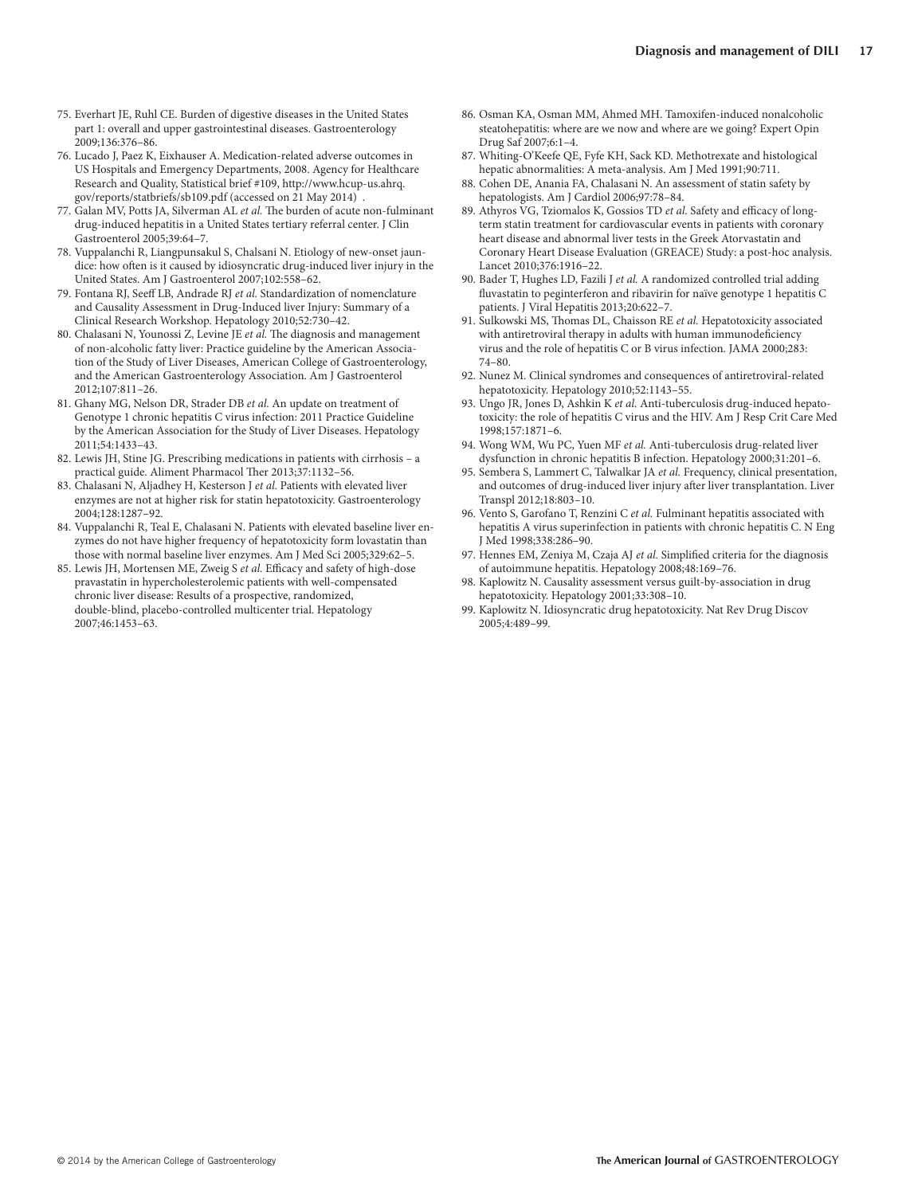75. Everhart JE, Ruhl CE. Burden of digestive diseases in the United States part 1: overall and upper gastrointestinal diseases. Gastroenterology 2009;136:376–86.
76. Lucado J, Paez K, Eixhauser A. Medication-related adverse outcomes in US Hospitals and Emergency Departments, 2008. Agency for Healthcare Research and Quality, Statistical brief #109, http://www.hcup-us.ahrq.gov/reports/statbriefs/sb109.pdf (accessed on 21 May 2014) .
77. Galan MV, Potts JA, Silverman AL *et al.* The burden of acute non-fulminant drug-induced hepatitis in a United States tertiary referral center. J Clin Gastroenterol 2005;39:64–7.
78. Vuppalanchi R, Liangpunsakul S, Chalsani N. Etiology of new-onset jaundice: how often is it caused by idiosyncratic drug-induced liver injury in the United States. Am J Gastroenterol 2007;102:558–62.
79. Fontana RJ, Seeff LB, Andrade RJ *et al.* Standardization of nomenclature and Causality Assessment in Drug-Induced liver Injury: Summary of a Clinical Research Workshop. Hepatology 2010;52:730–42.
80. Chalasani N, Younossi Z, Levine JE *et al.* The diagnosis and management of non-alcoholic fatty liver: Practice guideline by the American Association of the Study of Liver Diseases, American College of Gastroenterology, and the American Gastroenterology Association. Am J Gastroenterol 2012;107:811–26.
81. Ghany MG, Nelson DR, Strader DB *et al.* An update on treatment of Genotype 1 chronic hepatitis C virus infection: 2011 Practice Guideline by the American Association for the Study of Liver Diseases. Hepatology 2011;54:1433–43.
82. Lewis JH, Stine JG. Prescribing medications in patients with cirrhosis – a practical guide. Aliment Pharmacol Ther 2013;37:1132–56.
83. Chalasani N, Aljadhey H, Kesterson J *et al.* Patients with elevated liver enzymes are not at higher risk for statin hepatotoxicity. Gastroenterology 2004;128:1287–92.
84. Vuppalanchi R, Teal E, Chalasani N. Patients with elevated baseline liver enzymes do not have higher frequency of hepatotoxicity form lovastatin than those with normal baseline liver enzymes. Am J Med Sci 2005;329:62–5.
85. Lewis JH, Mortensen ME, Zweig S *et al.* Efficacy and safety of high-dose pravastatin in hypercholesterolemic patients with well-compensated chronic liver disease: Results of a prospective, randomized, double-blind, placebo-controlled multicenter trial. Hepatology 2007;46:1453–63.
86. Osman KA, Osman MM, Ahmed MH. Tamoxifen-induced nonalcoholic steatohepatitis: where are we now and where are we going? Expert Opin Drug Saf 2007;6:1–4.
87. Whiting-O'Keefe QE, Fyfe KH, Sack KD. Methotrexate and histological hepatic abnormalities: A meta-analysis. Am J Med 1991;90:711.
88. Cohen DE, Anania FA, Chalasani N. An assessment of statin safety by hepatologists. Am J Cardiol 2006;97:78–84.
89. Athyros VG, Tziomalos K, Gossios TD *et al.* Safety and efficacy of long-term statin treatment for cardiovascular events in patients with coronary heart disease and abnormal liver tests in the Greek Atorvastatin and Coronary Heart Disease Evaluation (GREACE) Study: a post-hoc analysis. Lancet 2010;376:1916–22.
90. Bader T, Hughes LD, Fazili J *et al.* A randomized controlled trial adding fluvastatin to peginterferon and ribavirin for naïve genotype 1 hepatitis C patients. J Viral Hepatitis 2013;20:622–7.
91. Sulkowski MS, Thomas DL, Chaisson RE *et al.* Hepatotoxicity associated with antiretroviral therapy in adults with human immunodeficiency virus and the role of hepatitis C or B virus infection. JAMA 2000;283: 74–80.
92. Nunez M. Clinical syndromes and consequences of antiretroviral-related hepatotoxicity. Hepatology 2010;52:1143–55.
93. Ungo JR, Jones D, Ashkin K *et al.* Anti-tuberculosis drug-induced hepatotoxicity: the role of hepatitis C virus and the HIV. Am J Resp Crit Care Med 1998;157:1871–6.
94. Wong WM, Wu PC, Yuen MF *et al.* Anti-tuberculosis drug-related liver dysfunction in chronic hepatitis B infection. Hepatology 2000;31:201–6.
95. Sembera S, Lammert C, Talwalkar JA *et al.* Frequency, clinical presentation, and outcomes of drug-induced liver injury after liver transplantation. Liver Transpl 2012;18:803–10.
96. Vento S, Garofano T, Renzini C *et al.* Fulminant hepatitis associated with hepatitis A virus superinfection in patients with chronic hepatitis C. N Eng J Med 1998;338:286–90.
97. Hennes EM, Zeniya M, Czaja AJ *et al.* Simplified criteria for the diagnosis of autoimmune hepatitis. Hepatology 2008;48:169–76.
98. Kaplowitz N. Causality assessment versus guilt-by-association in drug hepatotoxicity. Hepatology 2001;33:308–10.
99. Kaplowitz N. Idiosyncratic drug hepatotoxicity. Nat Rev Drug Discov 2005;4:489–99.